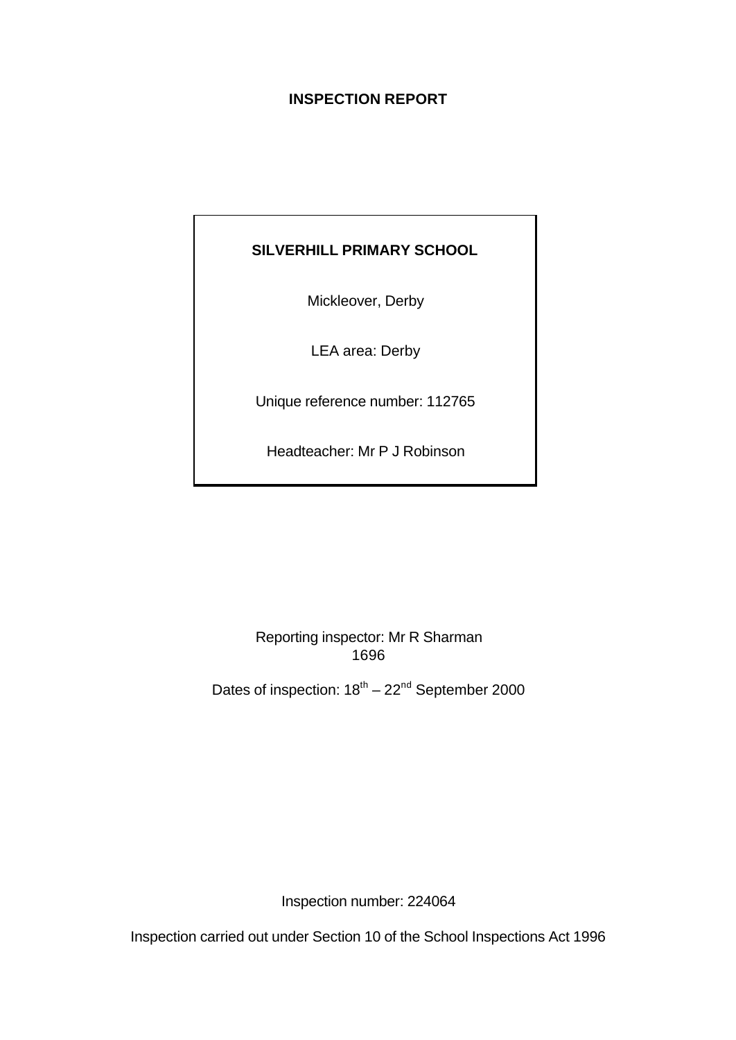# INSPECTION REPORT

**SILVERHILL PRIMARY SCHOOL**

Mickleover, Derby

LEA area: Derby

Unique reference number: 112765

Headteacher: Mr P J Robinson

Reporting inspector: Mr R Sharman
1696

Dates of inspection: 18th – 22nd September 2000

Inspection number: 224064

Inspection carried out under Section 10 of the School Inspections Act 1996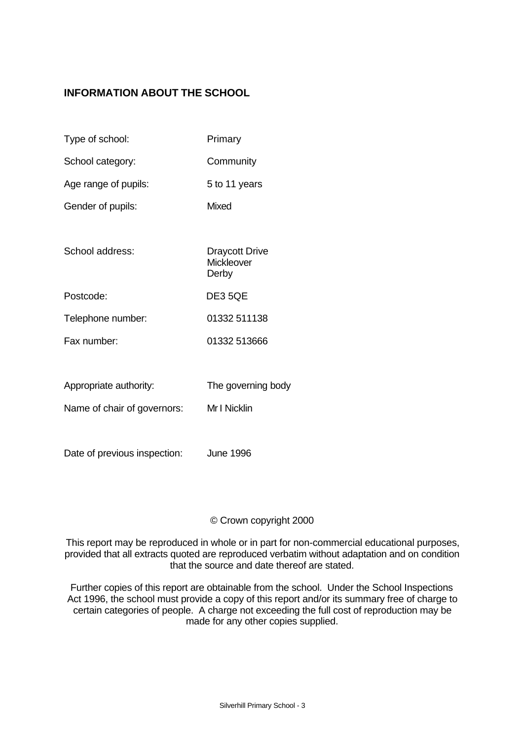## INFORMATION ABOUT THE SCHOOL

| | |
|---|---|
| Type of school: | Primary |
| School category: | Community |
| Age range of pupils: | 5 to 11 years |
| Gender of pupils: | Mixed |
| School address: | Draycott Drive<br>Mickleover<br>Derby |
| Postcode: | DE3 5QE |
| Telephone number: | 01332 511138 |
| Fax number: | 01332 513666 |
| Appropriate authority: | The governing body |
| Name of chair of governors: | Mr I Nicklin |
| Date of previous inspection: | June 1996 |

© Crown copyright 2000

This report may be reproduced in whole or in part for non-commercial educational purposes, provided that all extracts quoted are reproduced verbatim without adaptation and on condition that the source and date thereof are stated.

Further copies of this report are obtainable from the school. Under the School Inspections Act 1996, the school must provide a copy of this report and/or its summary free of charge to certain categories of people. A charge not exceeding the full cost of reproduction may be made for any other copies supplied.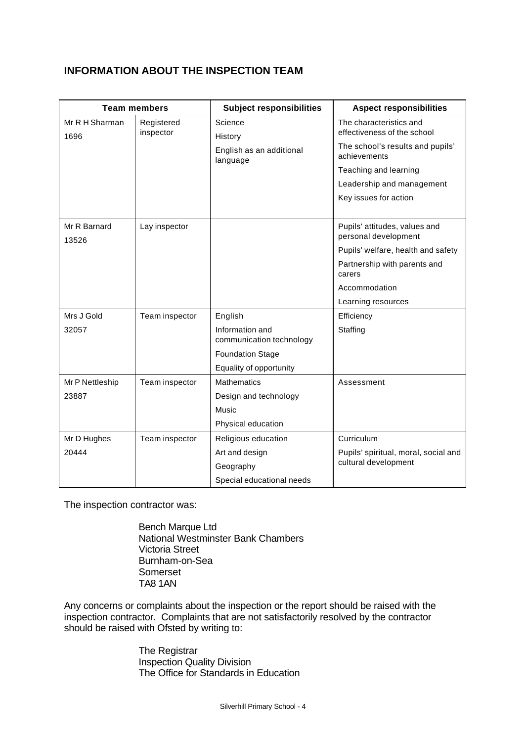## INFORMATION ABOUT THE INSPECTION TEAM

| Team members | | Subject responsibilities | Aspect responsibilities |
|---|---|---|---|
| Mr R H Sharman<br>1696 | Registered inspector | Science<br>History<br>English as an additional language | The characteristics and effectiveness of the school<br>The school's results and pupils' achievements<br>Teaching and learning<br>Leadership and management<br>Key issues for action |
| Mr R Barnard<br>13526 | Lay inspector | | Pupils' attitudes, values and personal development<br>Pupils' welfare, health and safety<br>Partnership with parents and carers<br>Accommodation<br>Learning resources |
| Mrs J Gold<br>32057 | Team inspector | English<br>Information and communication technology<br>Foundation Stage<br>Equality of opportunity | Efficiency<br>Staffing |
| Mr P Nettleship<br>23887 | Team inspector | Mathematics<br>Design and technology<br>Music<br>Physical education | Assessment |
| Mr D Hughes<br>20444 | Team inspector | Religious education<br>Art and design<br>Geography<br>Special educational needs | Curriculum<br>Pupils' spiritual, moral, social and cultural development |

The inspection contractor was:

Bench Marque Ltd
National Westminster Bank Chambers
Victoria Street
Burnham-on-Sea
Somerset
TA8 1AN

Any concerns or complaints about the inspection or the report should be raised with the inspection contractor. Complaints that are not satisfactorily resolved by the contractor should be raised with Ofsted by writing to:

The Registrar
Inspection Quality Division
The Office for Standards in Education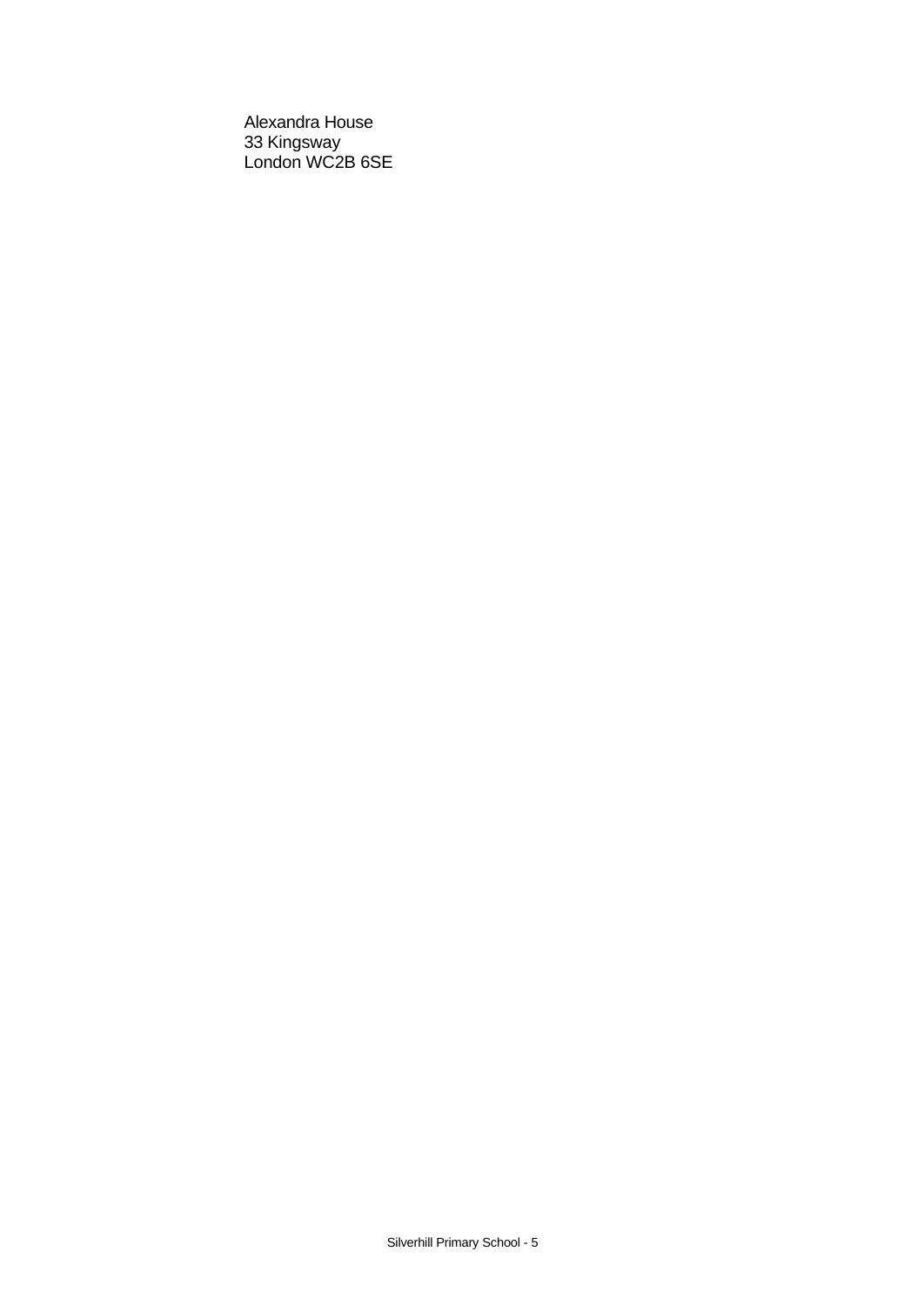Alexandra House
33 Kingsway
London WC2B 6SE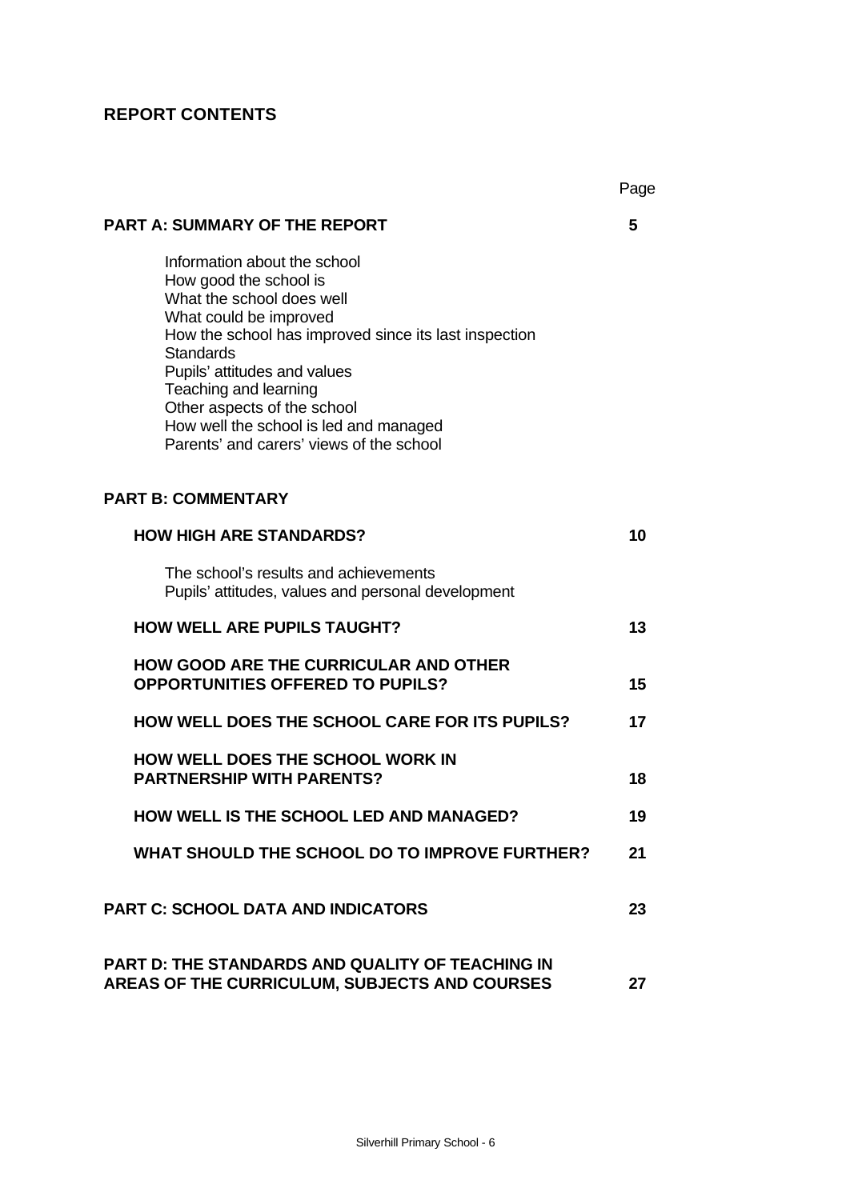## REPORT CONTENTS

| | Page |
|---|---|
| **PART A: SUMMARY OF THE REPORT** | **5** |
| Information about the school<br>How good the school is<br>What the school does well<br>What could be improved<br>How the school has improved since its last inspection<br>Standards<br>Pupils' attitudes and values<br>Teaching and learning<br>Other aspects of the school<br>How well the school is led and managed<br>Parents' and carers' views of the school | |
| **PART B: COMMENTARY** | |
| **HOW HIGH ARE STANDARDS?** | **10** |
| The school's results and achievements<br>Pupils' attitudes, values and personal development | |
| **HOW WELL ARE PUPILS TAUGHT?** | **13** |
| **HOW GOOD ARE THE CURRICULAR AND OTHER OPPORTUNITIES OFFERED TO PUPILS?** | **15** |
| **HOW WELL DOES THE SCHOOL CARE FOR ITS PUPILS?** | **17** |
| **HOW WELL DOES THE SCHOOL WORK IN PARTNERSHIP WITH PARENTS?** | **18** |
| **HOW WELL IS THE SCHOOL LED AND MANAGED?** | **19** |
| **WHAT SHOULD THE SCHOOL DO TO IMPROVE FURTHER?** | **21** |
| **PART C: SCHOOL DATA AND INDICATORS** | **23** |
| **PART D: THE STANDARDS AND QUALITY OF TEACHING IN AREAS OF THE CURRICULUM, SUBJECTS AND COURSES** | **27** |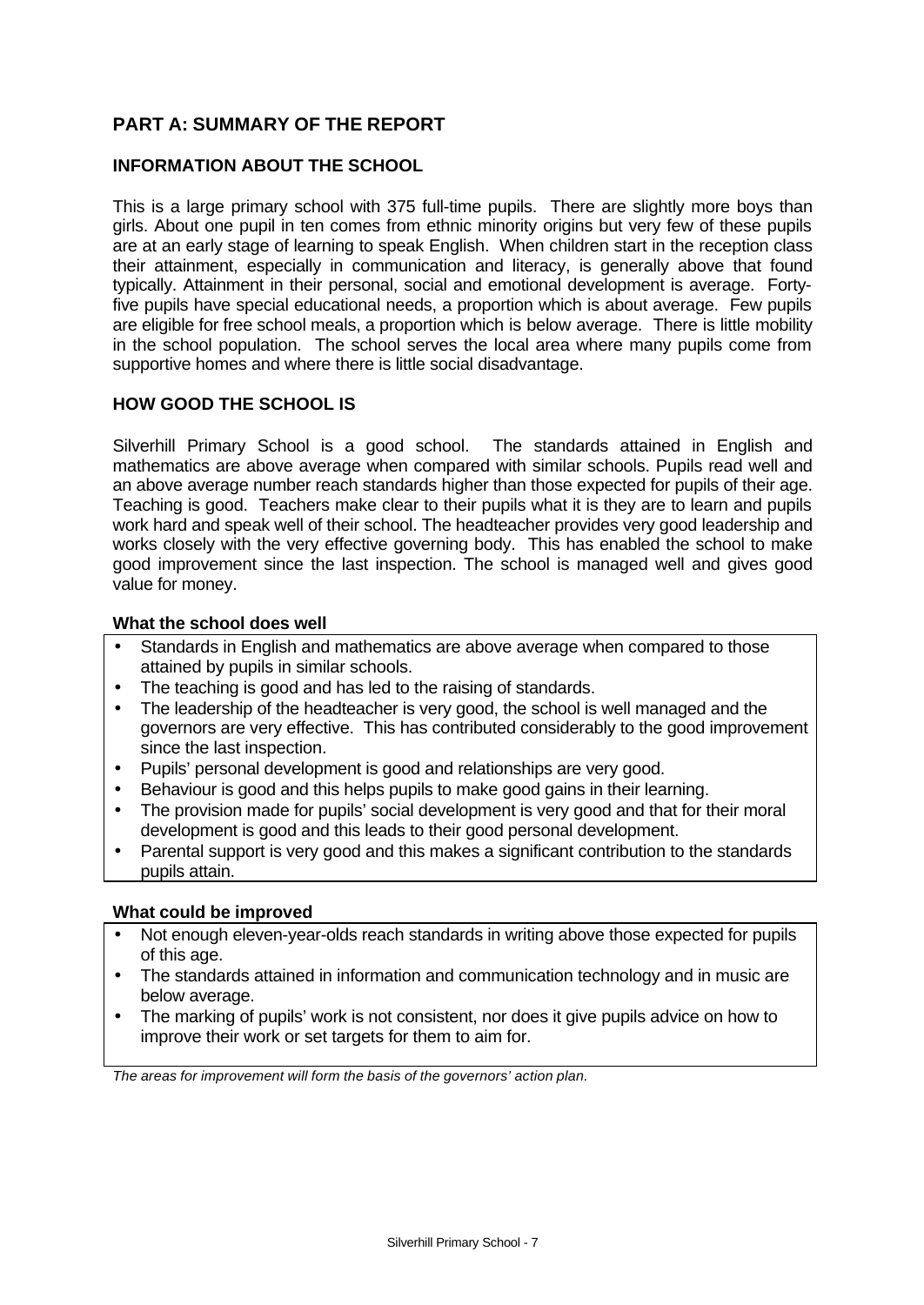## PART A: SUMMARY OF THE REPORT

### INFORMATION ABOUT THE SCHOOL

This is a large primary school with 375 full-time pupils. There are slightly more boys than girls. About one pupil in ten comes from ethnic minority origins but very few of these pupils are at an early stage of learning to speak English. When children start in the reception class their attainment, especially in communication and literacy, is generally above that found typically. Attainment in their personal, social and emotional development is average. Forty-five pupils have special educational needs, a proportion which is about average. Few pupils are eligible for free school meals, a proportion which is below average. There is little mobility in the school population. The school serves the local area where many pupils come from supportive homes and where there is little social disadvantage.

### HOW GOOD THE SCHOOL IS

Silverhill Primary School is a good school. The standards attained in English and mathematics are above average when compared with similar schools. Pupils read well and an above average number reach standards higher than those expected for pupils of their age. Teaching is good. Teachers make clear to their pupils what it is they are to learn and pupils work hard and speak well of their school. The headteacher provides very good leadership and works closely with the very effective governing body. This has enabled the school to make good improvement since the last inspection. The school is managed well and gives good value for money.

**What the school does well**

- Standards in English and mathematics are above average when compared to those attained by pupils in similar schools.
- The teaching is good and has led to the raising of standards.
- The leadership of the headteacher is very good, the school is well managed and the governors are very effective. This has contributed considerably to the good improvement since the last inspection.
- Pupils' personal development is good and relationships are very good.
- Behaviour is good and this helps pupils to make good gains in their learning.
- The provision made for pupils' social development is very good and that for their moral development is good and this leads to their good personal development.
- Parental support is very good and this makes a significant contribution to the standards pupils attain.

**What could be improved**

- Not enough eleven-year-olds reach standards in writing above those expected for pupils of this age.
- The standards attained in information and communication technology and in music are below average.
- The marking of pupils' work is not consistent, nor does it give pupils advice on how to improve their work or set targets for them to aim for.

*The areas for improvement will form the basis of the governors' action plan.*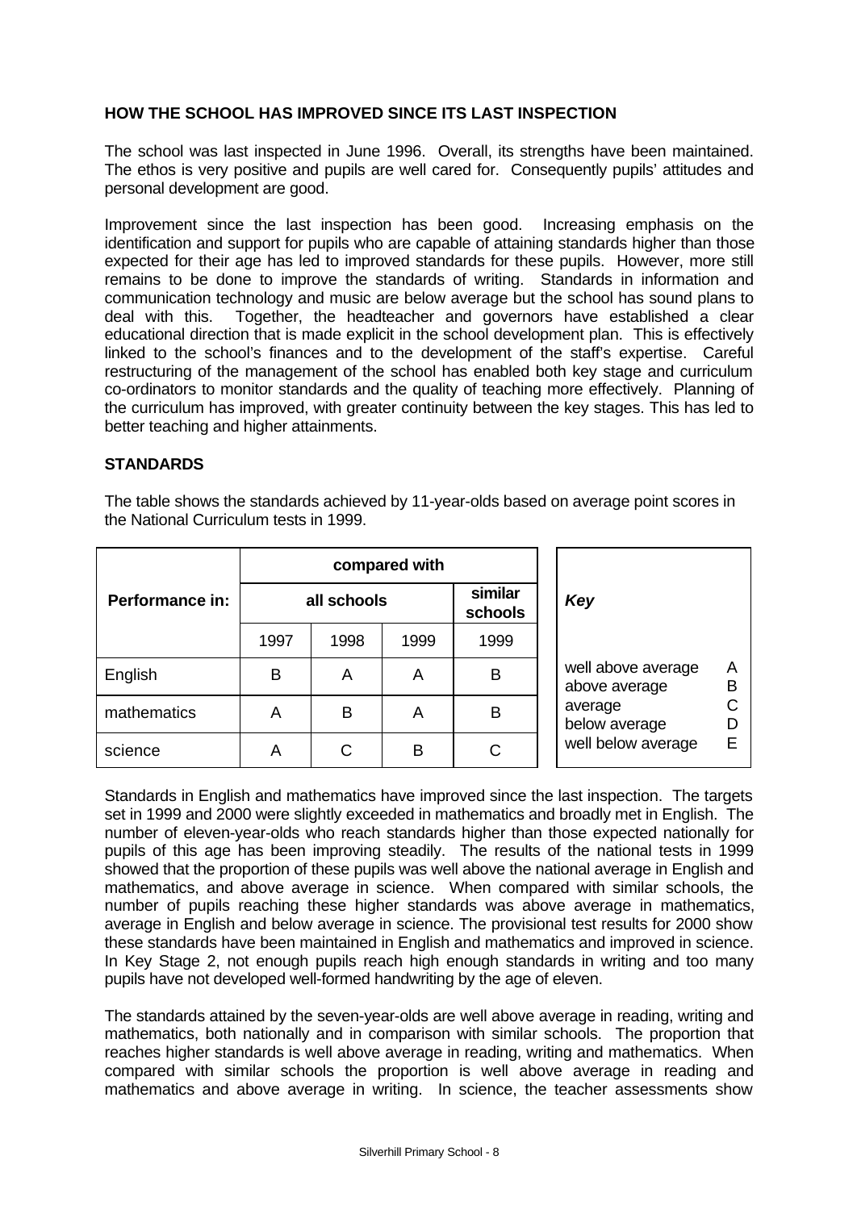## HOW THE SCHOOL HAS IMPROVED SINCE ITS LAST INSPECTION

The school was last inspected in June 1996. Overall, its strengths have been maintained. The ethos is very positive and pupils are well cared for. Consequently pupils' attitudes and personal development are good.

Improvement since the last inspection has been good. Increasing emphasis on the identification and support for pupils who are capable of attaining standards higher than those expected for their age has led to improved standards for these pupils. However, more still remains to be done to improve the standards of writing. Standards in information and communication technology and music are below average but the school has sound plans to deal with this. Together, the headteacher and governors have established a clear educational direction that is made explicit in the school development plan. This is effectively linked to the school's finances and to the development of the staff's expertise. Careful restructuring of the management of the school has enabled both key stage and curriculum co-ordinators to monitor standards and the quality of teaching more effectively. Planning of the curriculum has improved, with greater continuity between the key stages. This has led to better teaching and higher attainments.

## STANDARDS

The table shows the standards achieved by 11-year-olds based on average point scores in the National Curriculum tests in 1999.

| Performance in: | compared with | | | |
|---|---|---|---|---|
| | all schools | | | similar schools |
| | 1997 | 1998 | 1999 | 1999 |
| English | B | A | A | B |
| mathematics | A | B | A | B |
| science | A | C | B | C |

| *Key* | |
|---|---|
| well above average | A |
| above average | B |
| average | C |
| below average | D |
| well below average | E |

Standards in English and mathematics have improved since the last inspection. The targets set in 1999 and 2000 were slightly exceeded in mathematics and broadly met in English. The number of eleven-year-olds who reach standards higher than those expected nationally for pupils of this age has been improving steadily. The results of the national tests in 1999 showed that the proportion of these pupils was well above the national average in English and mathematics, and above average in science. When compared with similar schools, the number of pupils reaching these higher standards was above average in mathematics, average in English and below average in science. The provisional test results for 2000 show these standards have been maintained in English and mathematics and improved in science. In Key Stage 2, not enough pupils reach high enough standards in writing and too many pupils have not developed well-formed handwriting by the age of eleven.

The standards attained by the seven-year-olds are well above average in reading, writing and mathematics, both nationally and in comparison with similar schools. The proportion that reaches higher standards is well above average in reading, writing and mathematics. When compared with similar schools the proportion is well above average in reading and mathematics and above average in writing. In science, the teacher assessments show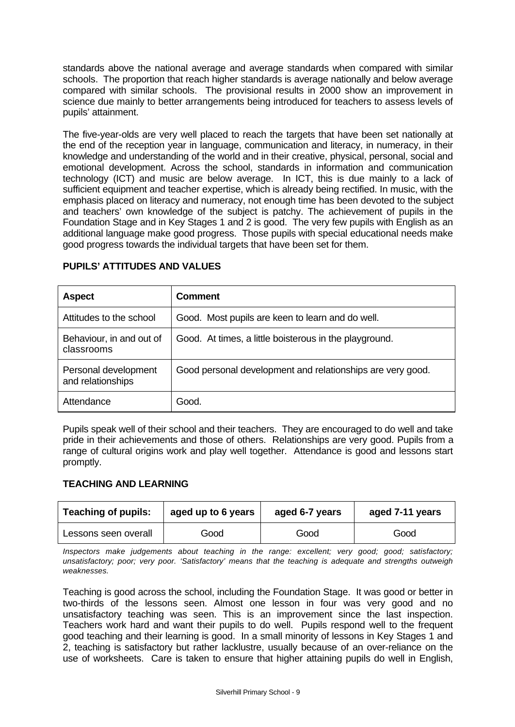standards above the national average and average standards when compared with similar schools. The proportion that reach higher standards is average nationally and below average compared with similar schools. The provisional results in 2000 show an improvement in science due mainly to better arrangements being introduced for teachers to assess levels of pupils' attainment.

The five-year-olds are very well placed to reach the targets that have been set nationally at the end of the reception year in language, communication and literacy, in numeracy, in their knowledge and understanding of the world and in their creative, physical, personal, social and emotional development. Across the school, standards in information and communication technology (ICT) and music are below average. In ICT, this is due mainly to a lack of sufficient equipment and teacher expertise, which is already being rectified. In music, with the emphasis placed on literacy and numeracy, not enough time has been devoted to the subject and teachers' own knowledge of the subject is patchy. The achievement of pupils in the Foundation Stage and in Key Stages 1 and 2 is good. The very few pupils with English as an additional language make good progress. Those pupils with special educational needs make good progress towards the individual targets that have been set for them.

**PUPILS' ATTITUDES AND VALUES**

| **Aspect** | **Comment** |
|---|---|
| Attitudes to the school | Good. Most pupils are keen to learn and do well. |
| Behaviour, in and out of classrooms | Good. At times, a little boisterous in the playground. |
| Personal development and relationships | Good personal development and relationships are very good. |
| Attendance | Good. |

Pupils speak well of their school and their teachers. They are encouraged to do well and take pride in their achievements and those of others. Relationships are very good. Pupils from a range of cultural origins work and play well together. Attendance is good and lessons start promptly.

**TEACHING AND LEARNING**

| **Teaching of pupils:** | **aged up to 6 years** | **aged 6-7 years** | **aged 7-11 years** |
|---|---|---|---|
| Lessons seen overall | Good | Good | Good |

*Inspectors make judgements about teaching in the range: excellent; very good; good; satisfactory; unsatisfactory; poor; very poor. 'Satisfactory' means that the teaching is adequate and strengths outweigh weaknesses.*

Teaching is good across the school, including the Foundation Stage. It was good or better in two-thirds of the lessons seen. Almost one lesson in four was very good and no unsatisfactory teaching was seen. This is an improvement since the last inspection. Teachers work hard and want their pupils to do well. Pupils respond well to the frequent good teaching and their learning is good. In a small minority of lessons in Key Stages 1 and 2, teaching is satisfactory but rather lacklustre, usually because of an over-reliance on the use of worksheets. Care is taken to ensure that higher attaining pupils do well in English,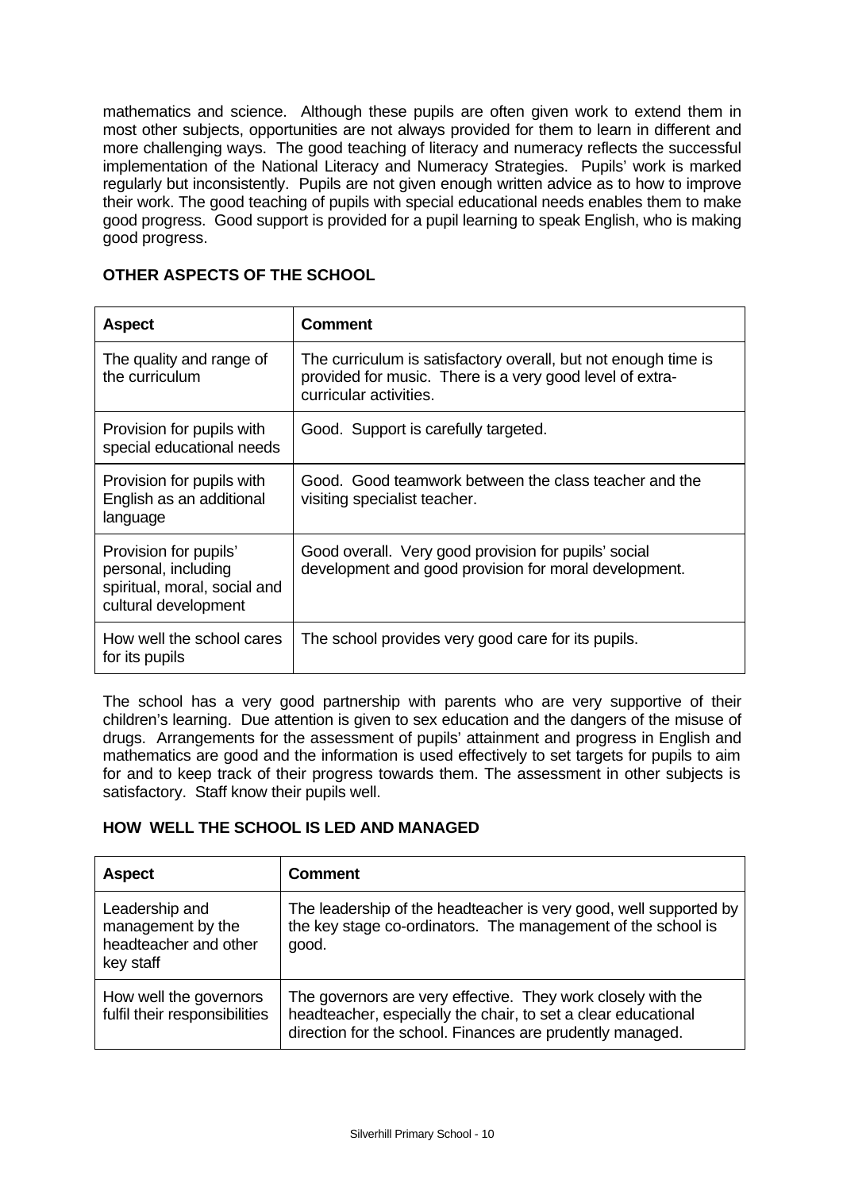mathematics and science. Although these pupils are often given work to extend them in most other subjects, opportunities are not always provided for them to learn in different and more challenging ways. The good teaching of literacy and numeracy reflects the successful implementation of the National Literacy and Numeracy Strategies. Pupils' work is marked regularly but inconsistently. Pupils are not given enough written advice as to how to improve their work. The good teaching of pupils with special educational needs enables them to make good progress. Good support is provided for a pupil learning to speak English, who is making good progress.

## OTHER ASPECTS OF THE SCHOOL

| Aspect | Comment |
|---|---|
| The quality and range of the curriculum | The curriculum is satisfactory overall, but not enough time is provided for music. There is a very good level of extra-curricular activities. |
| Provision for pupils with special educational needs | Good. Support is carefully targeted. |
| Provision for pupils with English as an additional language | Good. Good teamwork between the class teacher and the visiting specialist teacher. |
| Provision for pupils' personal, including spiritual, moral, social and cultural development | Good overall. Very good provision for pupils' social development and good provision for moral development. |
| How well the school cares for its pupils | The school provides very good care for its pupils. |

The school has a very good partnership with parents who are very supportive of their children's learning. Due attention is given to sex education and the dangers of the misuse of drugs. Arrangements for the assessment of pupils' attainment and progress in English and mathematics are good and the information is used effectively to set targets for pupils to aim for and to keep track of their progress towards them. The assessment in other subjects is satisfactory. Staff know their pupils well.

## HOW WELL THE SCHOOL IS LED AND MANAGED

| Aspect | Comment |
|---|---|
| Leadership and management by the headteacher and other key staff | The leadership of the headteacher is very good, well supported by the key stage co-ordinators. The management of the school is good. |
| How well the governors fulfil their responsibilities | The governors are very effective. They work closely with the headteacher, especially the chair, to set a clear educational direction for the school. Finances are prudently managed. |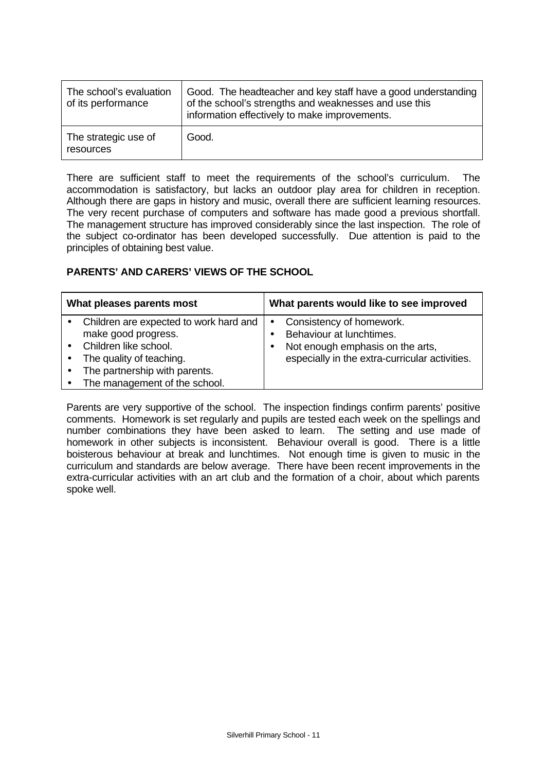| The school's evaluation of its performance | Good. The headteacher and key staff have a good understanding of the school's strengths and weaknesses and use this information effectively to make improvements. |
|---|---|
| The strategic use of resources | Good. |

There are sufficient staff to meet the requirements of the school's curriculum. The accommodation is satisfactory, but lacks an outdoor play area for children in reception. Although there are gaps in history and music, overall there are sufficient learning resources. The very recent purchase of computers and software has made good a previous shortfall. The management structure has improved considerably since the last inspection. The role of the subject co-ordinator has been developed successfully. Due attention is paid to the principles of obtaining best value.

**PARENTS' AND CARERS' VIEWS OF THE SCHOOL**

| What pleases parents most | What parents would like to see improved |
|---|---|
| • Children are expected to work hard and make good progress.<br>• Children like school.<br>• The quality of teaching.<br>• The partnership with parents.<br>• The management of the school. | • Consistency of homework.<br>• Behaviour at lunchtimes.<br>• Not enough emphasis on the arts, especially in the extra-curricular activities. |

Parents are very supportive of the school. The inspection findings confirm parents' positive comments. Homework is set regularly and pupils are tested each week on the spellings and number combinations they have been asked to learn. The setting and use made of homework in other subjects is inconsistent. Behaviour overall is good. There is a little boisterous behaviour at break and lunchtimes. Not enough time is given to music in the curriculum and standards are below average. There have been recent improvements in the extra-curricular activities with an art club and the formation of a choir, about which parents spoke well.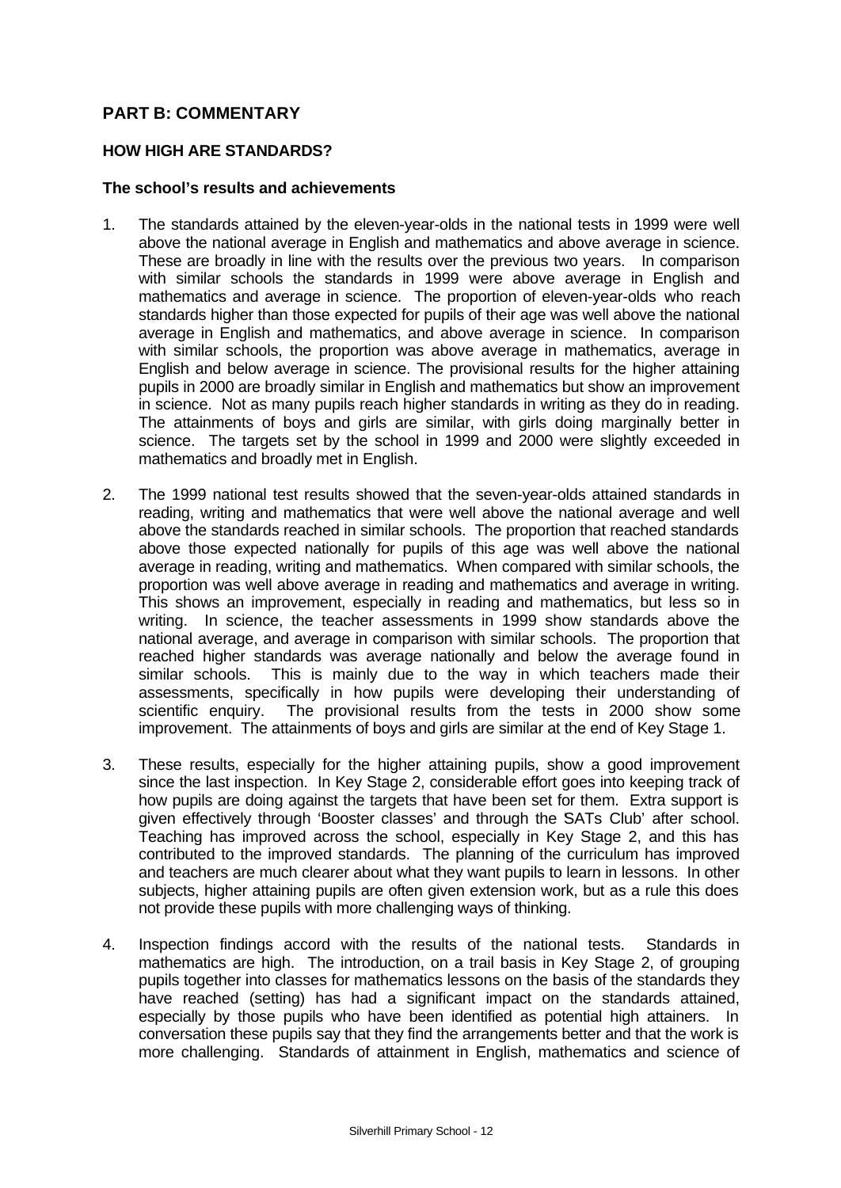## PART B: COMMENTARY

### HOW HIGH ARE STANDARDS?

#### The school's results and achievements

1. The standards attained by the eleven-year-olds in the national tests in 1999 were well above the national average in English and mathematics and above average in science. These are broadly in line with the results over the previous two years. In comparison with similar schools the standards in 1999 were above average in English and mathematics and average in science. The proportion of eleven-year-olds who reach standards higher than those expected for pupils of their age was well above the national average in English and mathematics, and above average in science. In comparison with similar schools, the proportion was above average in mathematics, average in English and below average in science. The provisional results for the higher attaining pupils in 2000 are broadly similar in English and mathematics but show an improvement in science. Not as many pupils reach higher standards in writing as they do in reading. The attainments of boys and girls are similar, with girls doing marginally better in science. The targets set by the school in 1999 and 2000 were slightly exceeded in mathematics and broadly met in English.

2. The 1999 national test results showed that the seven-year-olds attained standards in reading, writing and mathematics that were well above the national average and well above the standards reached in similar schools. The proportion that reached standards above those expected nationally for pupils of this age was well above the national average in reading, writing and mathematics. When compared with similar schools, the proportion was well above average in reading and mathematics and average in writing. This shows an improvement, especially in reading and mathematics, but less so in writing. In science, the teacher assessments in 1999 show standards above the national average, and average in comparison with similar schools. The proportion that reached higher standards was average nationally and below the average found in similar schools. This is mainly due to the way in which teachers made their assessments, specifically in how pupils were developing their understanding of scientific enquiry. The provisional results from the tests in 2000 show some improvement. The attainments of boys and girls are similar at the end of Key Stage 1.

3. These results, especially for the higher attaining pupils, show a good improvement since the last inspection. In Key Stage 2, considerable effort goes into keeping track of how pupils are doing against the targets that have been set for them. Extra support is given effectively through 'Booster classes' and through the SATs Club' after school. Teaching has improved across the school, especially in Key Stage 2, and this has contributed to the improved standards. The planning of the curriculum has improved and teachers are much clearer about what they want pupils to learn in lessons. In other subjects, higher attaining pupils are often given extension work, but as a rule this does not provide these pupils with more challenging ways of thinking.

4. Inspection findings accord with the results of the national tests. Standards in mathematics are high. The introduction, on a trail basis in Key Stage 2, of grouping pupils together into classes for mathematics lessons on the basis of the standards they have reached (setting) has had a significant impact on the standards attained, especially by those pupils who have been identified as potential high attainers. In conversation these pupils say that they find the arrangements better and that the work is more challenging. Standards of attainment in English, mathematics and science of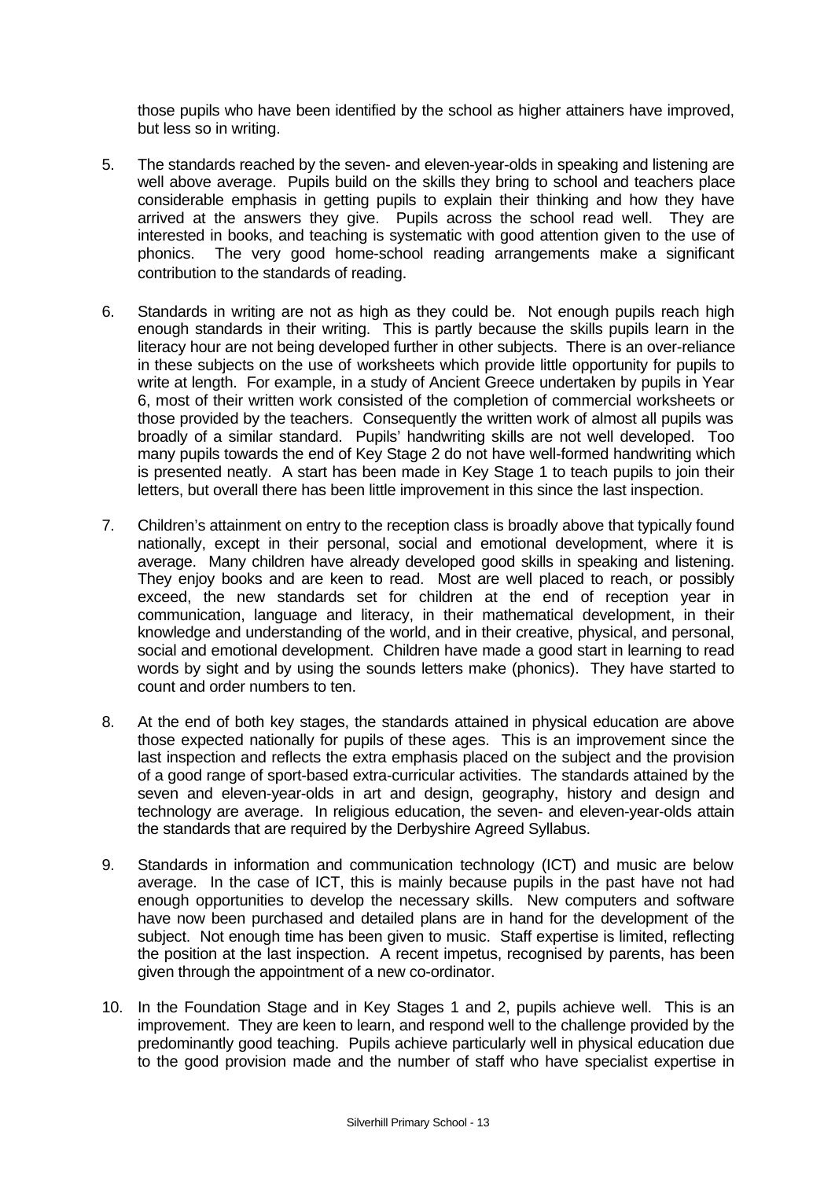those pupils who have been identified by the school as higher attainers have improved, but less so in writing.

5. The standards reached by the seven- and eleven-year-olds in speaking and listening are well above average. Pupils build on the skills they bring to school and teachers place considerable emphasis in getting pupils to explain their thinking and how they have arrived at the answers they give. Pupils across the school read well. They are interested in books, and teaching is systematic with good attention given to the use of phonics. The very good home-school reading arrangements make a significant contribution to the standards of reading.

6. Standards in writing are not as high as they could be. Not enough pupils reach high enough standards in their writing. This is partly because the skills pupils learn in the literacy hour are not being developed further in other subjects. There is an over-reliance in these subjects on the use of worksheets which provide little opportunity for pupils to write at length. For example, in a study of Ancient Greece undertaken by pupils in Year 6, most of their written work consisted of the completion of commercial worksheets or those provided by the teachers. Consequently the written work of almost all pupils was broadly of a similar standard. Pupils' handwriting skills are not well developed. Too many pupils towards the end of Key Stage 2 do not have well-formed handwriting which is presented neatly. A start has been made in Key Stage 1 to teach pupils to join their letters, but overall there has been little improvement in this since the last inspection.

7. Children's attainment on entry to the reception class is broadly above that typically found nationally, except in their personal, social and emotional development, where it is average. Many children have already developed good skills in speaking and listening. They enjoy books and are keen to read. Most are well placed to reach, or possibly exceed, the new standards set for children at the end of reception year in communication, language and literacy, in their mathematical development, in their knowledge and understanding of the world, and in their creative, physical, and personal, social and emotional development. Children have made a good start in learning to read words by sight and by using the sounds letters make (phonics). They have started to count and order numbers to ten.

8. At the end of both key stages, the standards attained in physical education are above those expected nationally for pupils of these ages. This is an improvement since the last inspection and reflects the extra emphasis placed on the subject and the provision of a good range of sport-based extra-curricular activities. The standards attained by the seven and eleven-year-olds in art and design, geography, history and design and technology are average. In religious education, the seven- and eleven-year-olds attain the standards that are required by the Derbyshire Agreed Syllabus.

9. Standards in information and communication technology (ICT) and music are below average. In the case of ICT, this is mainly because pupils in the past have not had enough opportunities to develop the necessary skills. New computers and software have now been purchased and detailed plans are in hand for the development of the subject. Not enough time has been given to music. Staff expertise is limited, reflecting the position at the last inspection. A recent impetus, recognised by parents, has been given through the appointment of a new co-ordinator.

10. In the Foundation Stage and in Key Stages 1 and 2, pupils achieve well. This is an improvement. They are keen to learn, and respond well to the challenge provided by the predominantly good teaching. Pupils achieve particularly well in physical education due to the good provision made and the number of staff who have specialist expertise in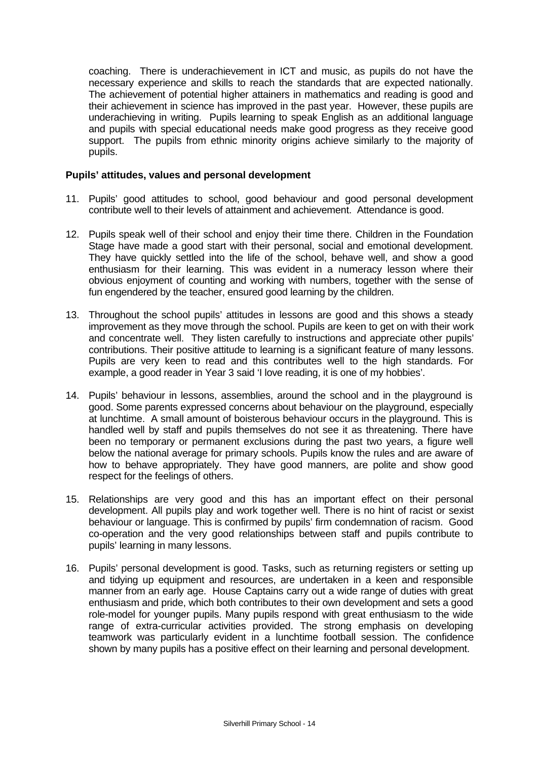coaching. There is underachievement in ICT and music, as pupils do not have the necessary experience and skills to reach the standards that are expected nationally. The achievement of potential higher attainers in mathematics and reading is good and their achievement in science has improved in the past year. However, these pupils are underachieving in writing. Pupils learning to speak English as an additional language and pupils with special educational needs make good progress as they receive good support. The pupils from ethnic minority origins achieve similarly to the majority of pupils.

**Pupils' attitudes, values and personal development**

11. Pupils' good attitudes to school, good behaviour and good personal development contribute well to their levels of attainment and achievement. Attendance is good.

12. Pupils speak well of their school and enjoy their time there. Children in the Foundation Stage have made a good start with their personal, social and emotional development. They have quickly settled into the life of the school, behave well, and show a good enthusiasm for their learning. This was evident in a numeracy lesson where their obvious enjoyment of counting and working with numbers, together with the sense of fun engendered by the teacher, ensured good learning by the children.

13. Throughout the school pupils' attitudes in lessons are good and this shows a steady improvement as they move through the school. Pupils are keen to get on with their work and concentrate well. They listen carefully to instructions and appreciate other pupils' contributions. Their positive attitude to learning is a significant feature of many lessons. Pupils are very keen to read and this contributes well to the high standards. For example, a good reader in Year 3 said 'I love reading, it is one of my hobbies'.

14. Pupils' behaviour in lessons, assemblies, around the school and in the playground is good. Some parents expressed concerns about behaviour on the playground, especially at lunchtime. A small amount of boisterous behaviour occurs in the playground. This is handled well by staff and pupils themselves do not see it as threatening. There have been no temporary or permanent exclusions during the past two years, a figure well below the national average for primary schools. Pupils know the rules and are aware of how to behave appropriately. They have good manners, are polite and show good respect for the feelings of others.

15. Relationships are very good and this has an important effect on their personal development. All pupils play and work together well. There is no hint of racist or sexist behaviour or language. This is confirmed by pupils' firm condemnation of racism. Good co-operation and the very good relationships between staff and pupils contribute to pupils' learning in many lessons.

16. Pupils' personal development is good. Tasks, such as returning registers or setting up and tidying up equipment and resources, are undertaken in a keen and responsible manner from an early age. House Captains carry out a wide range of duties with great enthusiasm and pride, which both contributes to their own development and sets a good role-model for younger pupils. Many pupils respond with great enthusiasm to the wide range of extra-curricular activities provided. The strong emphasis on developing teamwork was particularly evident in a lunchtime football session. The confidence shown by many pupils has a positive effect on their learning and personal development.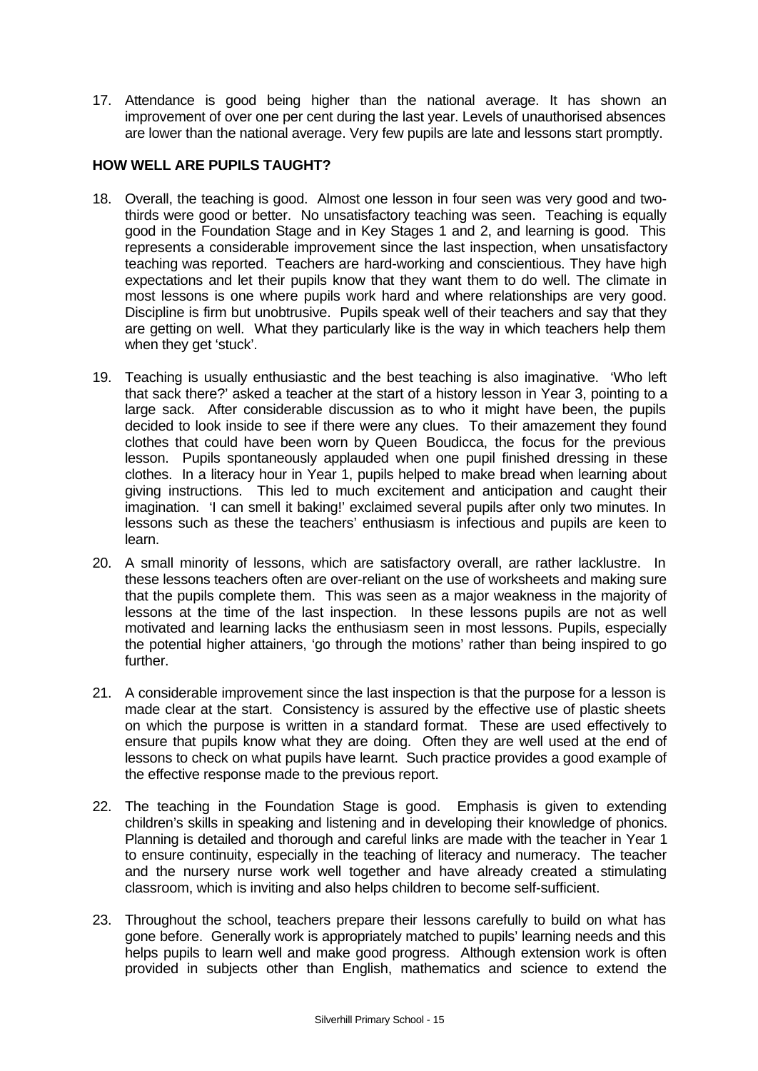17. Attendance is good being higher than the national average. It has shown an improvement of over one per cent during the last year. Levels of unauthorised absences are lower than the national average. Very few pupils are late and lessons start promptly.

## HOW WELL ARE PUPILS TAUGHT?

18. Overall, the teaching is good. Almost one lesson in four seen was very good and two-thirds were good or better. No unsatisfactory teaching was seen. Teaching is equally good in the Foundation Stage and in Key Stages 1 and 2, and learning is good. This represents a considerable improvement since the last inspection, when unsatisfactory teaching was reported. Teachers are hard-working and conscientious. They have high expectations and let their pupils know that they want them to do well. The climate in most lessons is one where pupils work hard and where relationships are very good. Discipline is firm but unobtrusive. Pupils speak well of their teachers and say that they are getting on well. What they particularly like is the way in which teachers help them when they get 'stuck'.

19. Teaching is usually enthusiastic and the best teaching is also imaginative. 'Who left that sack there?' asked a teacher at the start of a history lesson in Year 3, pointing to a large sack. After considerable discussion as to who it might have been, the pupils decided to look inside to see if there were any clues. To their amazement they found clothes that could have been worn by Queen Boudicca, the focus for the previous lesson. Pupils spontaneously applauded when one pupil finished dressing in these clothes. In a literacy hour in Year 1, pupils helped to make bread when learning about giving instructions. This led to much excitement and anticipation and caught their imagination. 'I can smell it baking!' exclaimed several pupils after only two minutes. In lessons such as these the teachers' enthusiasm is infectious and pupils are keen to learn.

20. A small minority of lessons, which are satisfactory overall, are rather lacklustre. In these lessons teachers often are over-reliant on the use of worksheets and making sure that the pupils complete them. This was seen as a major weakness in the majority of lessons at the time of the last inspection. In these lessons pupils are not as well motivated and learning lacks the enthusiasm seen in most lessons. Pupils, especially the potential higher attainers, 'go through the motions' rather than being inspired to go further.

21. A considerable improvement since the last inspection is that the purpose for a lesson is made clear at the start. Consistency is assured by the effective use of plastic sheets on which the purpose is written in a standard format. These are used effectively to ensure that pupils know what they are doing. Often they are well used at the end of lessons to check on what pupils have learnt. Such practice provides a good example of the effective response made to the previous report.

22. The teaching in the Foundation Stage is good. Emphasis is given to extending children's skills in speaking and listening and in developing their knowledge of phonics. Planning is detailed and thorough and careful links are made with the teacher in Year 1 to ensure continuity, especially in the teaching of literacy and numeracy. The teacher and the nursery nurse work well together and have already created a stimulating classroom, which is inviting and also helps children to become self-sufficient.

23. Throughout the school, teachers prepare their lessons carefully to build on what has gone before. Generally work is appropriately matched to pupils' learning needs and this helps pupils to learn well and make good progress. Although extension work is often provided in subjects other than English, mathematics and science to extend the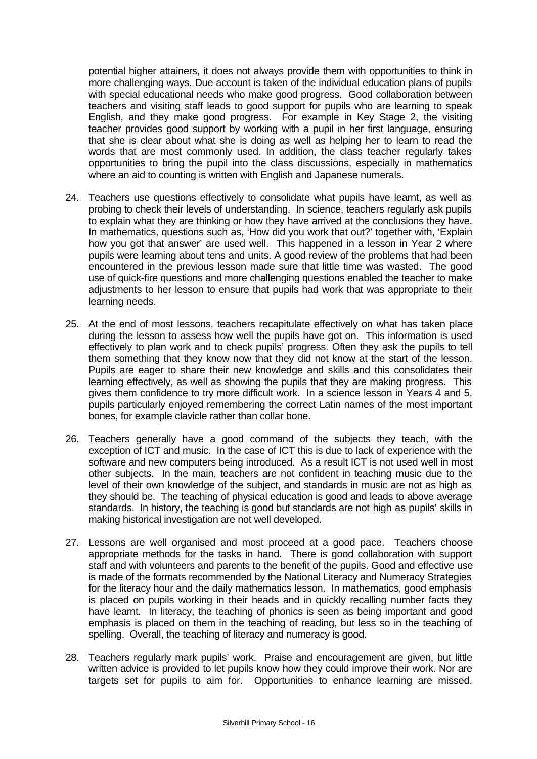potential higher attainers, it does not always provide them with opportunities to think in more challenging ways. Due account is taken of the individual education plans of pupils with special educational needs who make good progress. Good collaboration between teachers and visiting staff leads to good support for pupils who are learning to speak English, and they make good progress. For example in Key Stage 2, the visiting teacher provides good support by working with a pupil in her first language, ensuring that she is clear about what she is doing as well as helping her to learn to read the words that are most commonly used. In addition, the class teacher regularly takes opportunities to bring the pupil into the class discussions, especially in mathematics where an aid to counting is written with English and Japanese numerals.

24. Teachers use questions effectively to consolidate what pupils have learnt, as well as probing to check their levels of understanding. In science, teachers regularly ask pupils to explain what they are thinking or how they have arrived at the conclusions they have. In mathematics, questions such as, 'How did you work that out?' together with, 'Explain how you got that answer' are used well. This happened in a lesson in Year 2 where pupils were learning about tens and units. A good review of the problems that had been encountered in the previous lesson made sure that little time was wasted. The good use of quick-fire questions and more challenging questions enabled the teacher to make adjustments to her lesson to ensure that pupils had work that was appropriate to their learning needs.

25. At the end of most lessons, teachers recapitulate effectively on what has taken place during the lesson to assess how well the pupils have got on. This information is used effectively to plan work and to check pupils' progress. Often they ask the pupils to tell them something that they know now that they did not know at the start of the lesson. Pupils are eager to share their new knowledge and skills and this consolidates their learning effectively, as well as showing the pupils that they are making progress. This gives them confidence to try more difficult work. In a science lesson in Years 4 and 5, pupils particularly enjoyed remembering the correct Latin names of the most important bones, for example clavicle rather than collar bone.

26. Teachers generally have a good command of the subjects they teach, with the exception of ICT and music. In the case of ICT this is due to lack of experience with the software and new computers being introduced. As a result ICT is not used well in most other subjects. In the main, teachers are not confident in teaching music due to the level of their own knowledge of the subject, and standards in music are not as high as they should be. The teaching of physical education is good and leads to above average standards. In history, the teaching is good but standards are not high as pupils' skills in making historical investigation are not well developed.

27. Lessons are well organised and most proceed at a good pace. Teachers choose appropriate methods for the tasks in hand. There is good collaboration with support staff and with volunteers and parents to the benefit of the pupils. Good and effective use is made of the formats recommended by the National Literacy and Numeracy Strategies for the literacy hour and the daily mathematics lesson. In mathematics, good emphasis is placed on pupils working in their heads and in quickly recalling number facts they have learnt. In literacy, the teaching of phonics is seen as being important and good emphasis is placed on them in the teaching of reading, but less so in the teaching of spelling. Overall, the teaching of literacy and numeracy is good.

28. Teachers regularly mark pupils' work. Praise and encouragement are given, but little written advice is provided to let pupils know how they could improve their work. Nor are targets set for pupils to aim for. Opportunities to enhance learning are missed.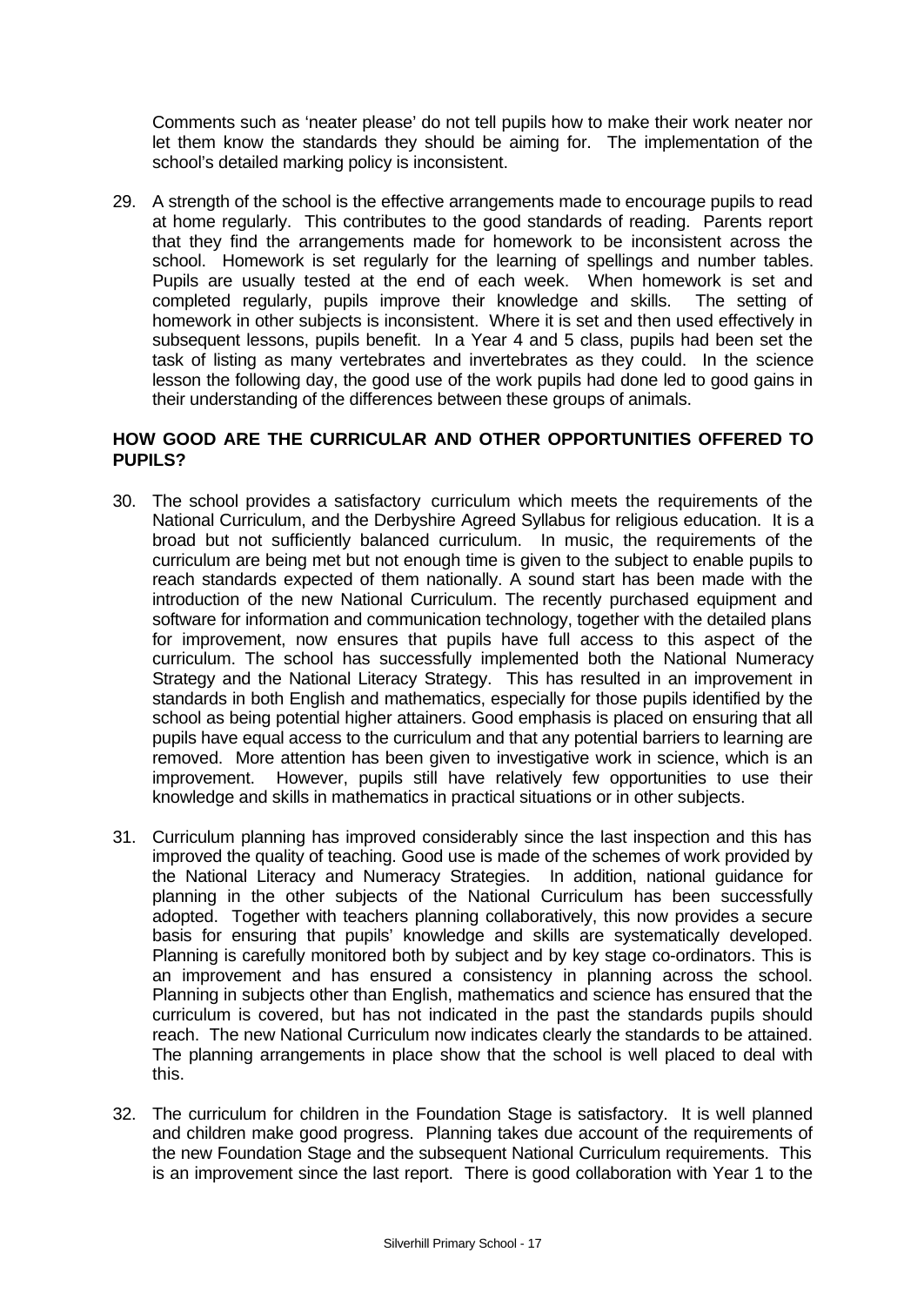Comments such as 'neater please' do not tell pupils how to make their work neater nor let them know the standards they should be aiming for. The implementation of the school's detailed marking policy is inconsistent.

29. A strength of the school is the effective arrangements made to encourage pupils to read at home regularly. This contributes to the good standards of reading. Parents report that they find the arrangements made for homework to be inconsistent across the school. Homework is set regularly for the learning of spellings and number tables. Pupils are usually tested at the end of each week. When homework is set and completed regularly, pupils improve their knowledge and skills. The setting of homework in other subjects is inconsistent. Where it is set and then used effectively in subsequent lessons, pupils benefit. In a Year 4 and 5 class, pupils had been set the task of listing as many vertebrates and invertebrates as they could. In the science lesson the following day, the good use of the work pupils had done led to good gains in their understanding of the differences between these groups of animals.

## HOW GOOD ARE THE CURRICULAR AND OTHER OPPORTUNITIES OFFERED TO PUPILS?

30. The school provides a satisfactory curriculum which meets the requirements of the National Curriculum, and the Derbyshire Agreed Syllabus for religious education. It is a broad but not sufficiently balanced curriculum. In music, the requirements of the curriculum are being met but not enough time is given to the subject to enable pupils to reach standards expected of them nationally. A sound start has been made with the introduction of the new National Curriculum. The recently purchased equipment and software for information and communication technology, together with the detailed plans for improvement, now ensures that pupils have full access to this aspect of the curriculum. The school has successfully implemented both the National Numeracy Strategy and the National Literacy Strategy. This has resulted in an improvement in standards in both English and mathematics, especially for those pupils identified by the school as being potential higher attainers. Good emphasis is placed on ensuring that all pupils have equal access to the curriculum and that any potential barriers to learning are removed. More attention has been given to investigative work in science, which is an improvement. However, pupils still have relatively few opportunities to use their knowledge and skills in mathematics in practical situations or in other subjects.

31. Curriculum planning has improved considerably since the last inspection and this has improved the quality of teaching. Good use is made of the schemes of work provided by the National Literacy and Numeracy Strategies. In addition, national guidance for planning in the other subjects of the National Curriculum has been successfully adopted. Together with teachers planning collaboratively, this now provides a secure basis for ensuring that pupils' knowledge and skills are systematically developed. Planning is carefully monitored both by subject and by key stage co-ordinators. This is an improvement and has ensured a consistency in planning across the school. Planning in subjects other than English, mathematics and science has ensured that the curriculum is covered, but has not indicated in the past the standards pupils should reach. The new National Curriculum now indicates clearly the standards to be attained. The planning arrangements in place show that the school is well placed to deal with this.

32. The curriculum for children in the Foundation Stage is satisfactory. It is well planned and children make good progress. Planning takes due account of the requirements of the new Foundation Stage and the subsequent National Curriculum requirements. This is an improvement since the last report. There is good collaboration with Year 1 to the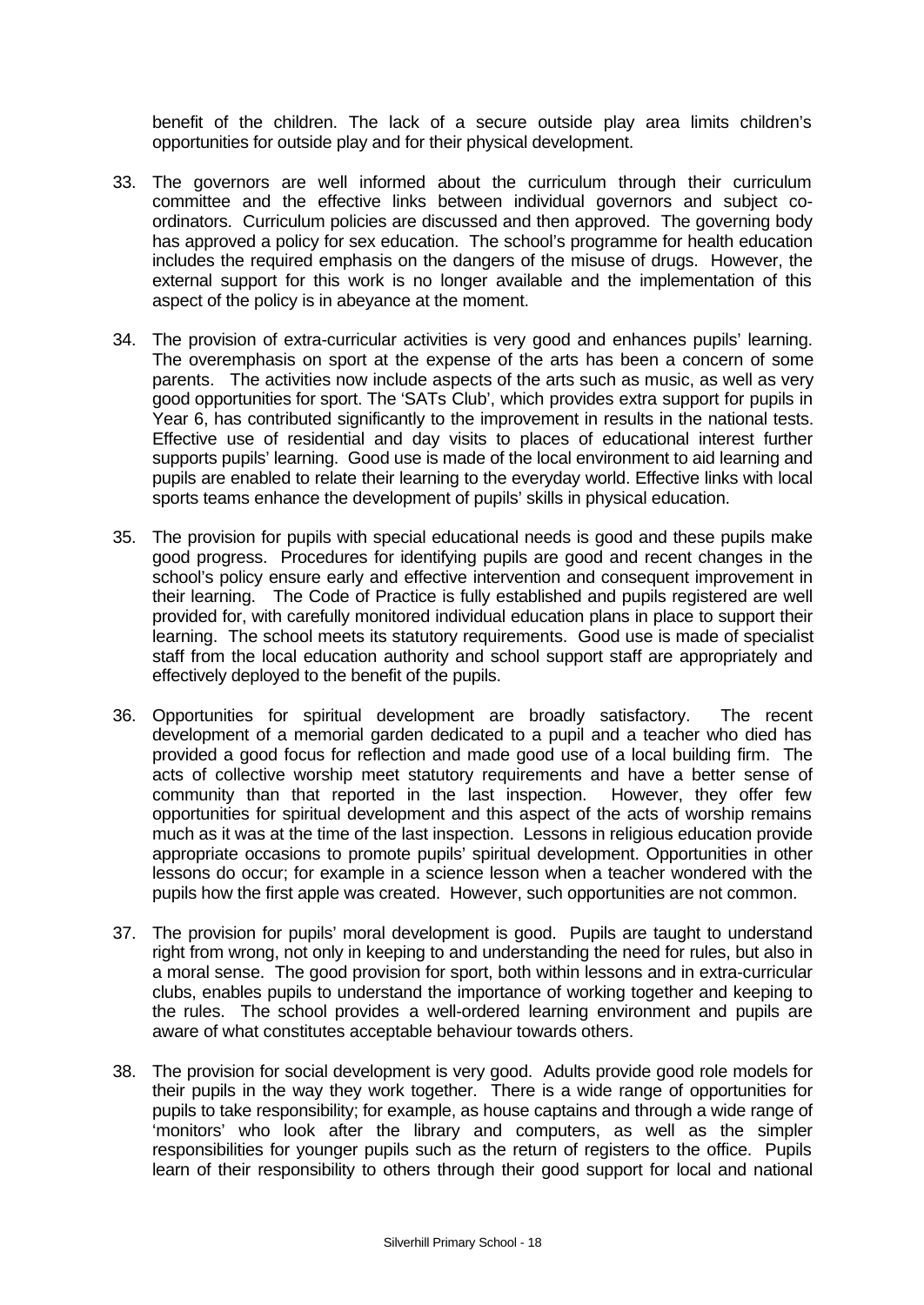benefit of the children. The lack of a secure outside play area limits children's opportunities for outside play and for their physical development.

33. The governors are well informed about the curriculum through their curriculum committee and the effective links between individual governors and subject co-ordinators. Curriculum policies are discussed and then approved. The governing body has approved a policy for sex education. The school's programme for health education includes the required emphasis on the dangers of the misuse of drugs. However, the external support for this work is no longer available and the implementation of this aspect of the policy is in abeyance at the moment.

34. The provision of extra-curricular activities is very good and enhances pupils' learning. The overemphasis on sport at the expense of the arts has been a concern of some parents. The activities now include aspects of the arts such as music, as well as very good opportunities for sport. The 'SATs Club', which provides extra support for pupils in Year 6, has contributed significantly to the improvement in results in the national tests. Effective use of residential and day visits to places of educational interest further supports pupils' learning. Good use is made of the local environment to aid learning and pupils are enabled to relate their learning to the everyday world. Effective links with local sports teams enhance the development of pupils' skills in physical education.

35. The provision for pupils with special educational needs is good and these pupils make good progress. Procedures for identifying pupils are good and recent changes in the school's policy ensure early and effective intervention and consequent improvement in their learning. The Code of Practice is fully established and pupils registered are well provided for, with carefully monitored individual education plans in place to support their learning. The school meets its statutory requirements. Good use is made of specialist staff from the local education authority and school support staff are appropriately and effectively deployed to the benefit of the pupils.

36. Opportunities for spiritual development are broadly satisfactory. The recent development of a memorial garden dedicated to a pupil and a teacher who died has provided a good focus for reflection and made good use of a local building firm. The acts of collective worship meet statutory requirements and have a better sense of community than that reported in the last inspection. However, they offer few opportunities for spiritual development and this aspect of the acts of worship remains much as it was at the time of the last inspection. Lessons in religious education provide appropriate occasions to promote pupils' spiritual development. Opportunities in other lessons do occur; for example in a science lesson when a teacher wondered with the pupils how the first apple was created. However, such opportunities are not common.

37. The provision for pupils' moral development is good. Pupils are taught to understand right from wrong, not only in keeping to and understanding the need for rules, but also in a moral sense. The good provision for sport, both within lessons and in extra-curricular clubs, enables pupils to understand the importance of working together and keeping to the rules. The school provides a well-ordered learning environment and pupils are aware of what constitutes acceptable behaviour towards others.

38. The provision for social development is very good. Adults provide good role models for their pupils in the way they work together. There is a wide range of opportunities for pupils to take responsibility; for example, as house captains and through a wide range of 'monitors' who look after the library and computers, as well as the simpler responsibilities for younger pupils such as the return of registers to the office. Pupils learn of their responsibility to others through their good support for local and national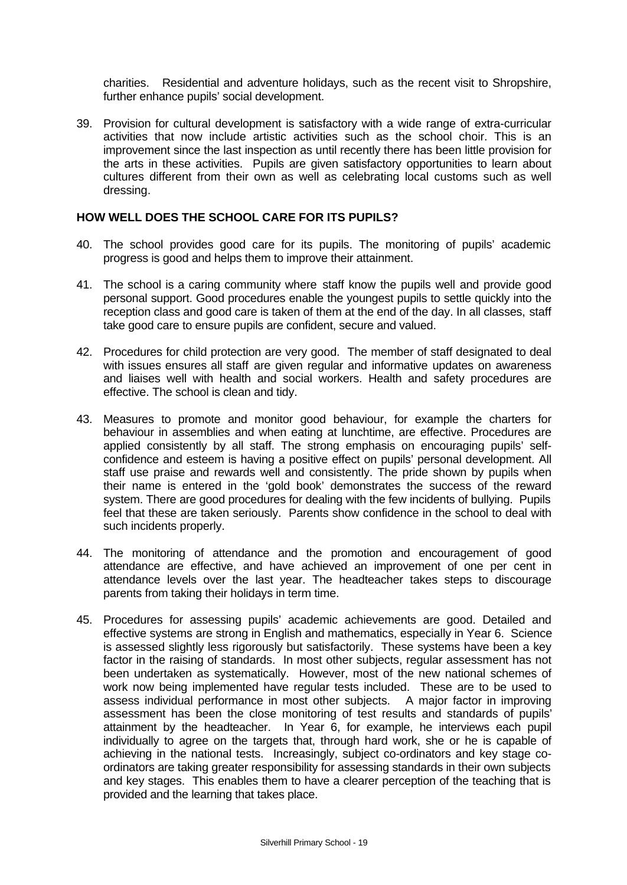charities. Residential and adventure holidays, such as the recent visit to Shropshire, further enhance pupils' social development.

39. Provision for cultural development is satisfactory with a wide range of extra-curricular activities that now include artistic activities such as the school choir. This is an improvement since the last inspection as until recently there has been little provision for the arts in these activities. Pupils are given satisfactory opportunities to learn about cultures different from their own as well as celebrating local customs such as well dressing.

## HOW WELL DOES THE SCHOOL CARE FOR ITS PUPILS?

40. The school provides good care for its pupils. The monitoring of pupils' academic progress is good and helps them to improve their attainment.

41. The school is a caring community where staff know the pupils well and provide good personal support. Good procedures enable the youngest pupils to settle quickly into the reception class and good care is taken of them at the end of the day. In all classes, staff take good care to ensure pupils are confident, secure and valued.

42. Procedures for child protection are very good. The member of staff designated to deal with issues ensures all staff are given regular and informative updates on awareness and liaises well with health and social workers. Health and safety procedures are effective. The school is clean and tidy.

43. Measures to promote and monitor good behaviour, for example the charters for behaviour in assemblies and when eating at lunchtime, are effective. Procedures are applied consistently by all staff. The strong emphasis on encouraging pupils' self-confidence and esteem is having a positive effect on pupils' personal development. All staff use praise and rewards well and consistently. The pride shown by pupils when their name is entered in the 'gold book' demonstrates the success of the reward system. There are good procedures for dealing with the few incidents of bullying. Pupils feel that these are taken seriously. Parents show confidence in the school to deal with such incidents properly.

44. The monitoring of attendance and the promotion and encouragement of good attendance are effective, and have achieved an improvement of one per cent in attendance levels over the last year. The headteacher takes steps to discourage parents from taking their holidays in term time.

45. Procedures for assessing pupils' academic achievements are good. Detailed and effective systems are strong in English and mathematics, especially in Year 6. Science is assessed slightly less rigorously but satisfactorily. These systems have been a key factor in the raising of standards. In most other subjects, regular assessment has not been undertaken as systematically. However, most of the new national schemes of work now being implemented have regular tests included. These are to be used to assess individual performance in most other subjects. A major factor in improving assessment has been the close monitoring of test results and standards of pupils' attainment by the headteacher. In Year 6, for example, he interviews each pupil individually to agree on the targets that, through hard work, she or he is capable of achieving in the national tests. Increasingly, subject co-ordinators and key stage co-ordinators are taking greater responsibility for assessing standards in their own subjects and key stages. This enables them to have a clearer perception of the teaching that is provided and the learning that takes place.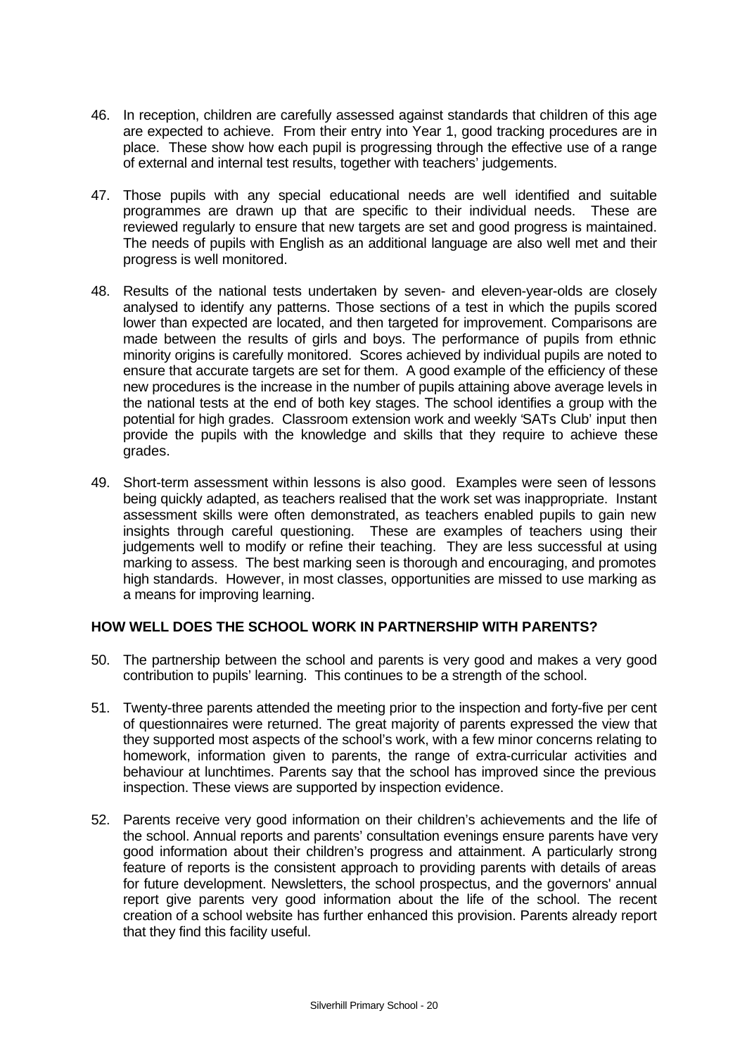46. In reception, children are carefully assessed against standards that children of this age are expected to achieve. From their entry into Year 1, good tracking procedures are in place. These show how each pupil is progressing through the effective use of a range of external and internal test results, together with teachers' judgements.

47. Those pupils with any special educational needs are well identified and suitable programmes are drawn up that are specific to their individual needs. These are reviewed regularly to ensure that new targets are set and good progress is maintained. The needs of pupils with English as an additional language are also well met and their progress is well monitored.

48. Results of the national tests undertaken by seven- and eleven-year-olds are closely analysed to identify any patterns. Those sections of a test in which the pupils scored lower than expected are located, and then targeted for improvement. Comparisons are made between the results of girls and boys. The performance of pupils from ethnic minority origins is carefully monitored. Scores achieved by individual pupils are noted to ensure that accurate targets are set for them. A good example of the efficiency of these new procedures is the increase in the number of pupils attaining above average levels in the national tests at the end of both key stages. The school identifies a group with the potential for high grades. Classroom extension work and weekly 'SATs Club' input then provide the pupils with the knowledge and skills that they require to achieve these grades.

49. Short-term assessment within lessons is also good. Examples were seen of lessons being quickly adapted, as teachers realised that the work set was inappropriate. Instant assessment skills were often demonstrated, as teachers enabled pupils to gain new insights through careful questioning. These are examples of teachers using their judgements well to modify or refine their teaching. They are less successful at using marking to assess. The best marking seen is thorough and encouraging, and promotes high standards. However, in most classes, opportunities are missed to use marking as a means for improving learning.

## HOW WELL DOES THE SCHOOL WORK IN PARTNERSHIP WITH PARENTS?

50. The partnership between the school and parents is very good and makes a very good contribution to pupils' learning. This continues to be a strength of the school.

51. Twenty-three parents attended the meeting prior to the inspection and forty-five per cent of questionnaires were returned. The great majority of parents expressed the view that they supported most aspects of the school's work, with a few minor concerns relating to homework, information given to parents, the range of extra-curricular activities and behaviour at lunchtimes. Parents say that the school has improved since the previous inspection. These views are supported by inspection evidence.

52. Parents receive very good information on their children's achievements and the life of the school. Annual reports and parents' consultation evenings ensure parents have very good information about their children's progress and attainment. A particularly strong feature of reports is the consistent approach to providing parents with details of areas for future development. Newsletters, the school prospectus, and the governors' annual report give parents very good information about the life of the school. The recent creation of a school website has further enhanced this provision. Parents already report that they find this facility useful.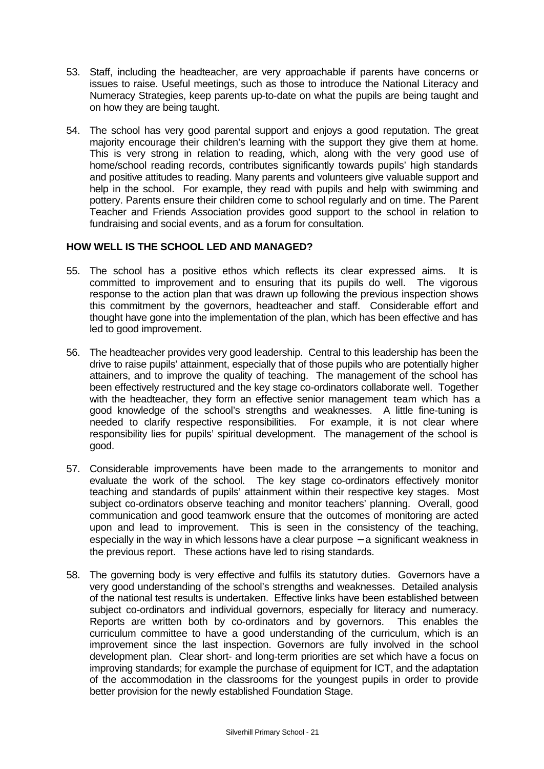53. Staff, including the headteacher, are very approachable if parents have concerns or issues to raise. Useful meetings, such as those to introduce the National Literacy and Numeracy Strategies, keep parents up-to-date on what the pupils are being taught and on how they are being taught.

54. The school has very good parental support and enjoys a good reputation. The great majority encourage their children's learning with the support they give them at home. This is very strong in relation to reading, which, along with the very good use of home/school reading records, contributes significantly towards pupils' high standards and positive attitudes to reading. Many parents and volunteers give valuable support and help in the school. For example, they read with pupils and help with swimming and pottery. Parents ensure their children come to school regularly and on time. The Parent Teacher and Friends Association provides good support to the school in relation to fundraising and social events, and as a forum for consultation.

## HOW WELL IS THE SCHOOL LED AND MANAGED?

55. The school has a positive ethos which reflects its clear expressed aims. It is committed to improvement and to ensuring that its pupils do well. The vigorous response to the action plan that was drawn up following the previous inspection shows this commitment by the governors, headteacher and staff. Considerable effort and thought have gone into the implementation of the plan, which has been effective and has led to good improvement.

56. The headteacher provides very good leadership. Central to this leadership has been the drive to raise pupils' attainment, especially that of those pupils who are potentially higher attainers, and to improve the quality of teaching. The management of the school has been effectively restructured and the key stage co-ordinators collaborate well. Together with the headteacher, they form an effective senior management team which has a good knowledge of the school's strengths and weaknesses. A little fine-tuning is needed to clarify respective responsibilities. For example, it is not clear where responsibility lies for pupils' spiritual development. The management of the school is good.

57. Considerable improvements have been made to the arrangements to monitor and evaluate the work of the school. The key stage co-ordinators effectively monitor teaching and standards of pupils' attainment within their respective key stages. Most subject co-ordinators observe teaching and monitor teachers' planning. Overall, good communication and good teamwork ensure that the outcomes of monitoring are acted upon and lead to improvement. This is seen in the consistency of the teaching, especially in the way in which lessons have a clear purpose – a significant weakness in the previous report. These actions have led to rising standards.

58. The governing body is very effective and fulfils its statutory duties. Governors have a very good understanding of the school's strengths and weaknesses. Detailed analysis of the national test results is undertaken. Effective links have been established between subject co-ordinators and individual governors, especially for literacy and numeracy. Reports are written both by co-ordinators and by governors. This enables the curriculum committee to have a good understanding of the curriculum, which is an improvement since the last inspection. Governors are fully involved in the school development plan. Clear short- and long-term priorities are set which have a focus on improving standards; for example the purchase of equipment for ICT, and the adaptation of the accommodation in the classrooms for the youngest pupils in order to provide better provision for the newly established Foundation Stage.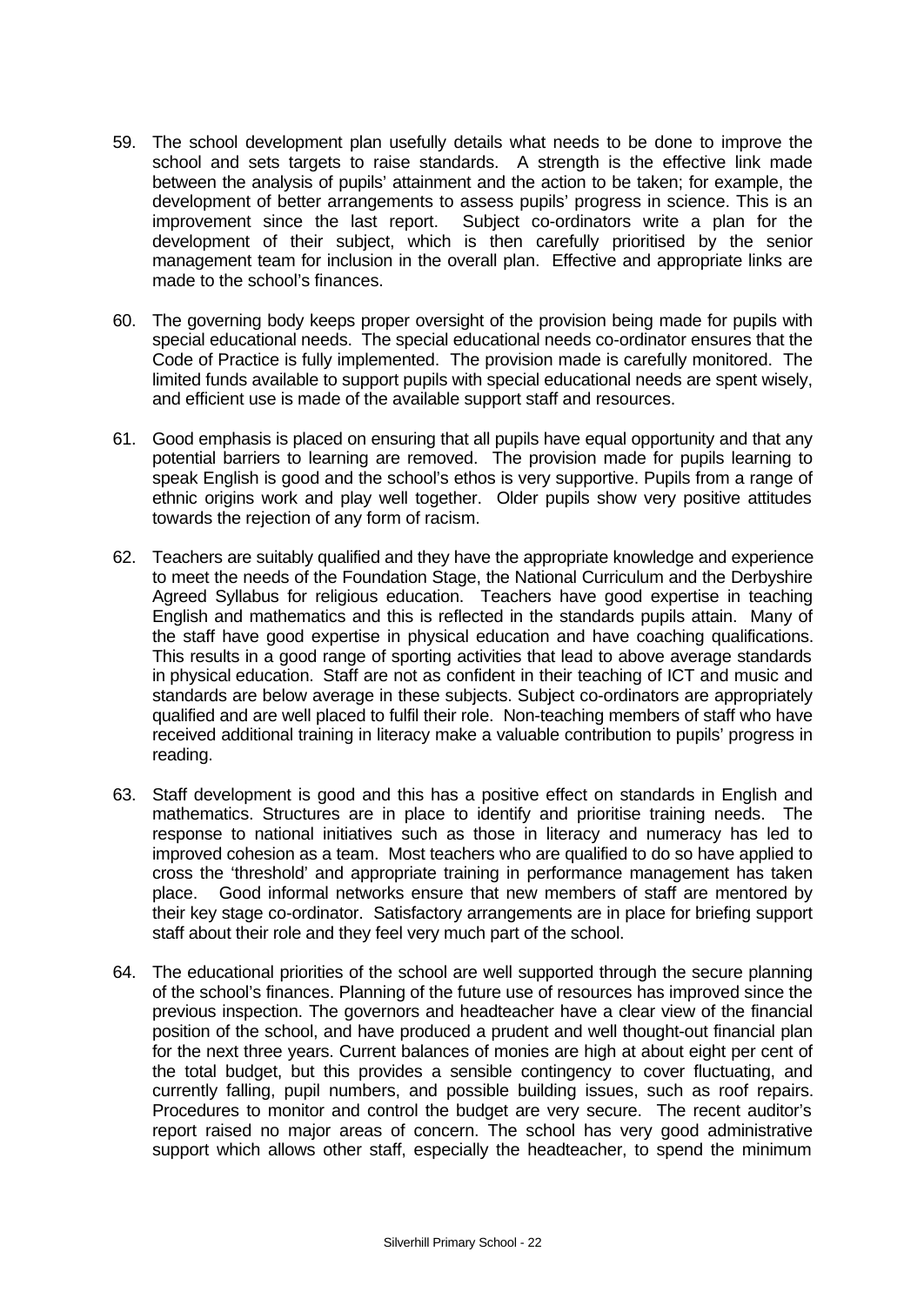59. The school development plan usefully details what needs to be done to improve the school and sets targets to raise standards. A strength is the effective link made between the analysis of pupils' attainment and the action to be taken; for example, the development of better arrangements to assess pupils' progress in science. This is an improvement since the last report. Subject co-ordinators write a plan for the development of their subject, which is then carefully prioritised by the senior management team for inclusion in the overall plan. Effective and appropriate links are made to the school's finances.

60. The governing body keeps proper oversight of the provision being made for pupils with special educational needs. The special educational needs co-ordinator ensures that the Code of Practice is fully implemented. The provision made is carefully monitored. The limited funds available to support pupils with special educational needs are spent wisely, and efficient use is made of the available support staff and resources.

61. Good emphasis is placed on ensuring that all pupils have equal opportunity and that any potential barriers to learning are removed. The provision made for pupils learning to speak English is good and the school's ethos is very supportive. Pupils from a range of ethnic origins work and play well together. Older pupils show very positive attitudes towards the rejection of any form of racism.

62. Teachers are suitably qualified and they have the appropriate knowledge and experience to meet the needs of the Foundation Stage, the National Curriculum and the Derbyshire Agreed Syllabus for religious education. Teachers have good expertise in teaching English and mathematics and this is reflected in the standards pupils attain. Many of the staff have good expertise in physical education and have coaching qualifications. This results in a good range of sporting activities that lead to above average standards in physical education. Staff are not as confident in their teaching of ICT and music and standards are below average in these subjects. Subject co-ordinators are appropriately qualified and are well placed to fulfil their role. Non-teaching members of staff who have received additional training in literacy make a valuable contribution to pupils' progress in reading.

63. Staff development is good and this has a positive effect on standards in English and mathematics. Structures are in place to identify and prioritise training needs. The response to national initiatives such as those in literacy and numeracy has led to improved cohesion as a team. Most teachers who are qualified to do so have applied to cross the 'threshold' and appropriate training in performance management has taken place. Good informal networks ensure that new members of staff are mentored by their key stage co-ordinator. Satisfactory arrangements are in place for briefing support staff about their role and they feel very much part of the school.

64. The educational priorities of the school are well supported through the secure planning of the school's finances. Planning of the future use of resources has improved since the previous inspection. The governors and headteacher have a clear view of the financial position of the school, and have produced a prudent and well thought-out financial plan for the next three years. Current balances of monies are high at about eight per cent of the total budget, but this provides a sensible contingency to cover fluctuating, and currently falling, pupil numbers, and possible building issues, such as roof repairs. Procedures to monitor and control the budget are very secure. The recent auditor's report raised no major areas of concern. The school has very good administrative support which allows other staff, especially the headteacher, to spend the minimum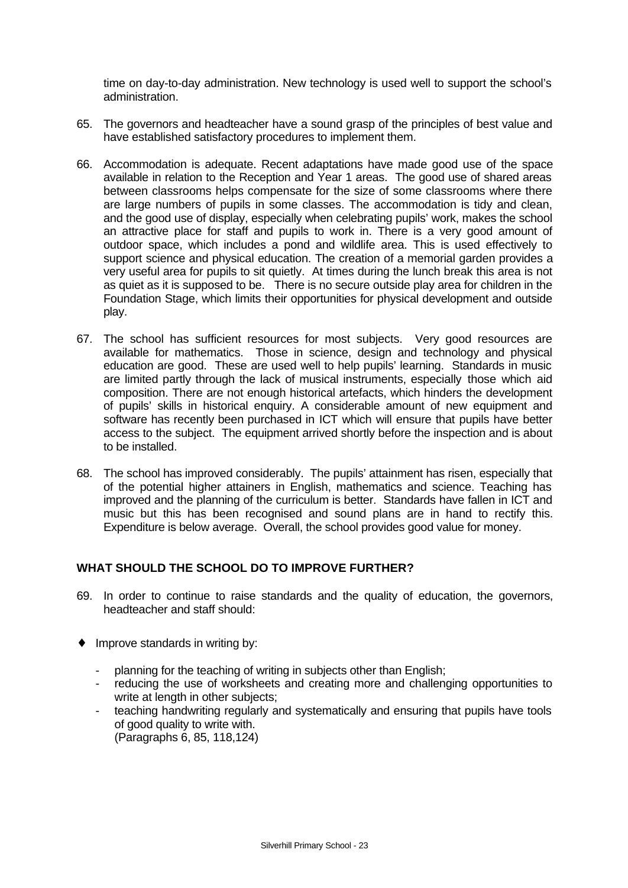time on day-to-day administration. New technology is used well to support the school's administration.

65. The governors and headteacher have a sound grasp of the principles of best value and have established satisfactory procedures to implement them.

66. Accommodation is adequate. Recent adaptations have made good use of the space available in relation to the Reception and Year 1 areas. The good use of shared areas between classrooms helps compensate for the size of some classrooms where there are large numbers of pupils in some classes. The accommodation is tidy and clean, and the good use of display, especially when celebrating pupils' work, makes the school an attractive place for staff and pupils to work in. There is a very good amount of outdoor space, which includes a pond and wildlife area. This is used effectively to support science and physical education. The creation of a memorial garden provides a very useful area for pupils to sit quietly. At times during the lunch break this area is not as quiet as it is supposed to be. There is no secure outside play area for children in the Foundation Stage, which limits their opportunities for physical development and outside play.

67. The school has sufficient resources for most subjects. Very good resources are available for mathematics. Those in science, design and technology and physical education are good. These are used well to help pupils' learning. Standards in music are limited partly through the lack of musical instruments, especially those which aid composition. There are not enough historical artefacts, which hinders the development of pupils' skills in historical enquiry. A considerable amount of new equipment and software has recently been purchased in ICT which will ensure that pupils have better access to the subject. The equipment arrived shortly before the inspection and is about to be installed.

68. The school has improved considerably. The pupils' attainment has risen, especially that of the potential higher attainers in English, mathematics and science. Teaching has improved and the planning of the curriculum is better. Standards have fallen in ICT and music but this has been recognised and sound plans are in hand to rectify this. Expenditure is below average. Overall, the school provides good value for money.

## WHAT SHOULD THE SCHOOL DO TO IMPROVE FURTHER?

69. In order to continue to raise standards and the quality of education, the governors, headteacher and staff should:

- Improve standards in writing by:
  - planning for the teaching of writing in subjects other than English;
  - reducing the use of worksheets and creating more and challenging opportunities to write at length in other subjects;
  - teaching handwriting regularly and systematically and ensuring that pupils have tools of good quality to write with.
  
  (Paragraphs 6, 85, 118,124)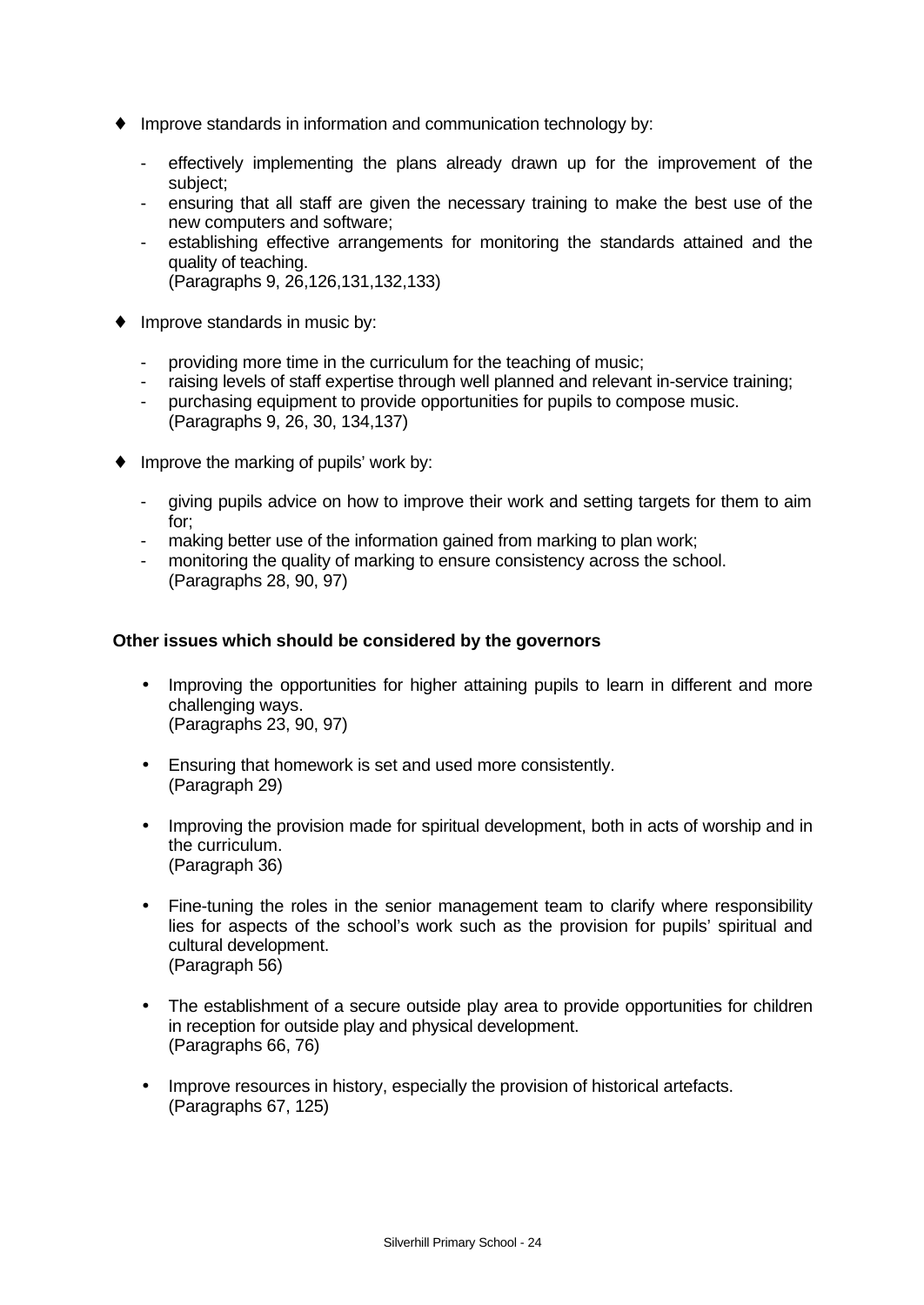- Improve standards in information and communication technology by:

  - effectively implementing the plans already drawn up for the improvement of the subject;
  - ensuring that all staff are given the necessary training to make the best use of the new computers and software;
  - establishing effective arrangements for monitoring the standards attained and the quality of teaching.
    (Paragraphs 9, 26,126,131,132,133)

- Improve standards in music by:

  - providing more time in the curriculum for the teaching of music;
  - raising levels of staff expertise through well planned and relevant in-service training;
  - purchasing equipment to provide opportunities for pupils to compose music.
    (Paragraphs 9, 26, 30, 134,137)

- Improve the marking of pupils' work by:

  - giving pupils advice on how to improve their work and setting targets for them to aim for;
  - making better use of the information gained from marking to plan work;
  - monitoring the quality of marking to ensure consistency across the school.
    (Paragraphs 28, 90, 97)

**Other issues which should be considered by the governors**

- Improving the opportunities for higher attaining pupils to learn in different and more challenging ways.
  (Paragraphs 23, 90, 97)

- Ensuring that homework is set and used more consistently.
  (Paragraph 29)

- Improving the provision made for spiritual development, both in acts of worship and in the curriculum.
  (Paragraph 36)

- Fine-tuning the roles in the senior management team to clarify where responsibility lies for aspects of the school's work such as the provision for pupils' spiritual and cultural development.
  (Paragraph 56)

- The establishment of a secure outside play area to provide opportunities for children in reception for outside play and physical development.
  (Paragraphs 66, 76)

- Improve resources in history, especially the provision of historical artefacts.
  (Paragraphs 67, 125)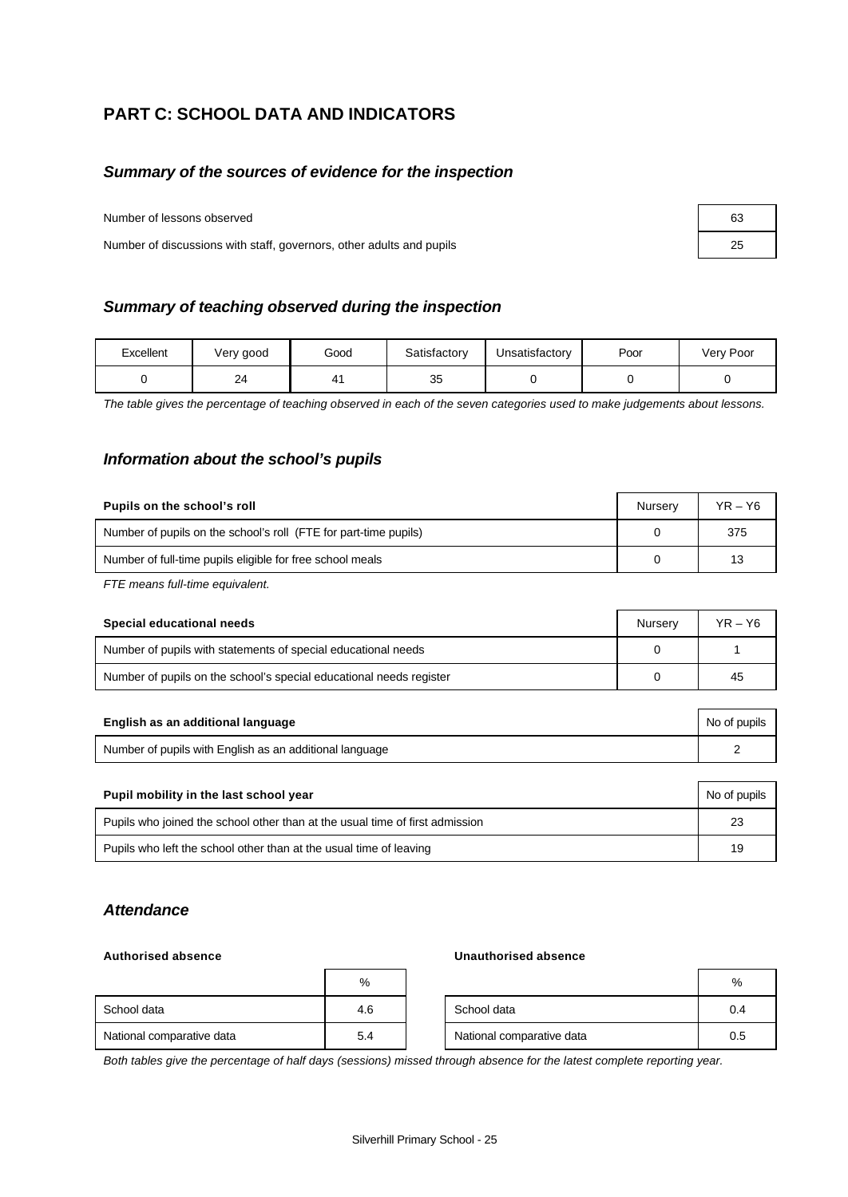## PART C: SCHOOL DATA AND INDICATORS

### *Summary of the sources of evidence for the inspection*

| | |
|---|---|
| Number of lessons observed | 63 |
| Number of discussions with staff, governors, other adults and pupils | 25 |

### *Summary of teaching observed during the inspection*

| Excellent | Very good | Good | Satisfactory | Unsatisfactory | Poor | Very Poor |
|---|---|---|---|---|---|---|
| 0 | 24 | 41 | 35 | 0 | 0 | 0 |

*The table gives the percentage of teaching observed in each of the seven categories used to make judgements about lessons.*

### *Information about the school's pupils*

| **Pupils on the school's roll** | Nursery | YR – Y6 |
|---|---|---|
| Number of pupils on the school's roll (FTE for part-time pupils) | 0 | 375 |
| Number of full-time pupils eligible for free school meals | 0 | 13 |

*FTE means full-time equivalent.*

| **Special educational needs** | Nursery | YR – Y6 |
|---|---|---|
| Number of pupils with statements of special educational needs | 0 | 1 |
| Number of pupils on the school's special educational needs register | 0 | 45 |

| **English as an additional language** | No of pupils |
|---|---|
| Number of pupils with English as an additional language | 2 |

| **Pupil mobility in the last school year** | No of pupils |
|---|---|
| Pupils who joined the school other than at the usual time of first admission | 23 |
| Pupils who left the school other than at the usual time of leaving | 19 |

### *Attendance*

**Authorised absence**

| | % |
|---|---|
| School data | 4.6 |
| National comparative data | 5.4 |

**Unauthorised absence**

| | % |
|---|---|
| School data | 0.4 |
| National comparative data | 0.5 |

*Both tables give the percentage of half days (sessions) missed through absence for the latest complete reporting year.*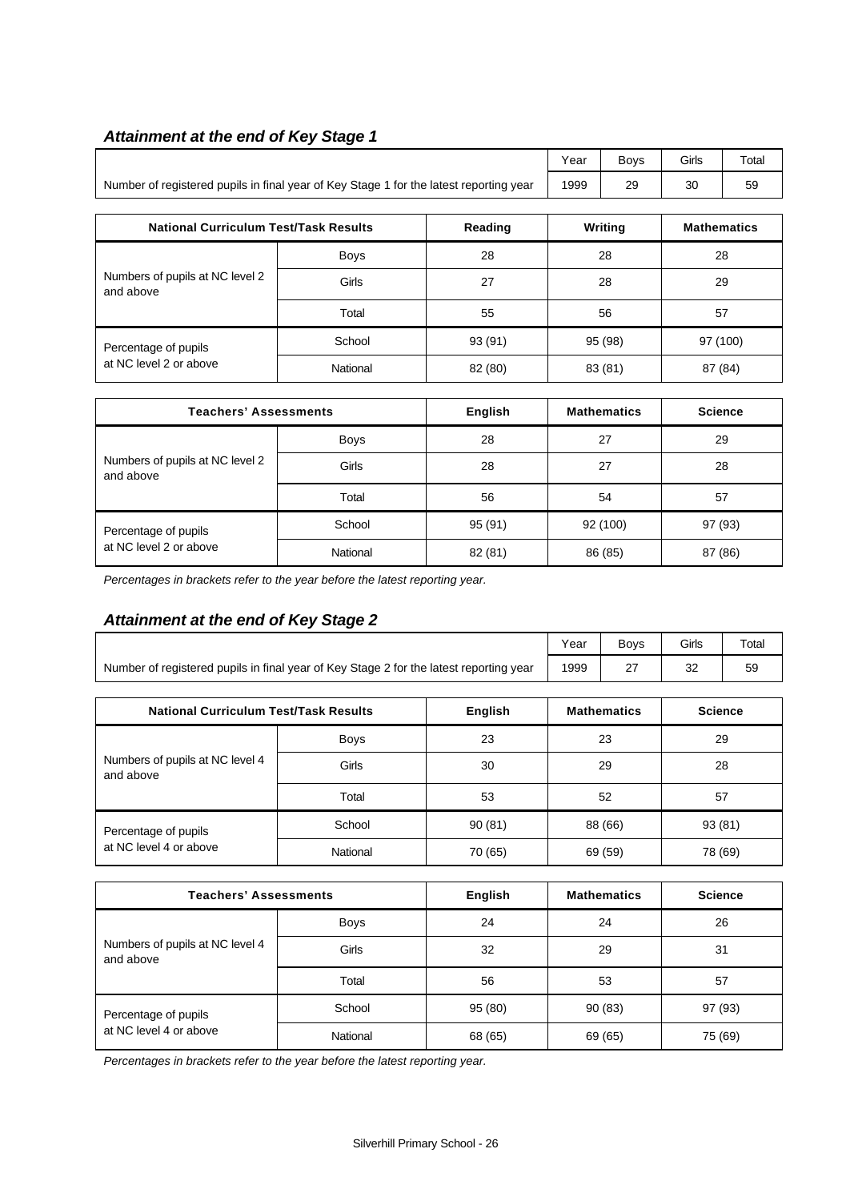### *Attainment at the end of Key Stage 1*

| | Year | Boys | Girls | Total |
|---|---|---|---|---|
| Number of registered pupils in final year of Key Stage 1 for the latest reporting year | 1999 | 29 | 30 | 59 |

| National Curriculum Test/Task Results | | Reading | Writing | Mathematics |
|---|---|---|---|---|
| Numbers of pupils at NC level 2 and above | Boys | 28 | 28 | 28 |
| | Girls | 27 | 28 | 29 |
| | Total | 55 | 56 | 57 |
| Percentage of pupils at NC level 2 or above | School | 93 (91) | 95 (98) | 97 (100) |
| | National | 82 (80) | 83 (81) | 87 (84) |

| Teachers' Assessments | | English | Mathematics | Science |
|---|---|---|---|---|
| Numbers of pupils at NC level 2 and above | Boys | 28 | 27 | 29 |
| | Girls | 28 | 27 | 28 |
| | Total | 56 | 54 | 57 |
| Percentage of pupils at NC level 2 or above | School | 95 (91) | 92 (100) | 97 (93) |
| | National | 82 (81) | 86 (85) | 87 (86) |

*Percentages in brackets refer to the year before the latest reporting year.*

### *Attainment at the end of Key Stage 2*

| | Year | Boys | Girls | Total |
|---|---|---|---|---|
| Number of registered pupils in final year of Key Stage 2 for the latest reporting year | 1999 | 27 | 32 | 59 |

| National Curriculum Test/Task Results | | English | Mathematics | Science |
|---|---|---|---|---|
| Numbers of pupils at NC level 4 and above | Boys | 23 | 23 | 29 |
| | Girls | 30 | 29 | 28 |
| | Total | 53 | 52 | 57 |
| Percentage of pupils at NC level 4 or above | School | 90 (81) | 88 (66) | 93 (81) |
| | National | 70 (65) | 69 (59) | 78 (69) |

| Teachers' Assessments | | English | Mathematics | Science |
|---|---|---|---|---|
| Numbers of pupils at NC level 4 and above | Boys | 24 | 24 | 26 |
| | Girls | 32 | 29 | 31 |
| | Total | 56 | 53 | 57 |
| Percentage of pupils at NC level 4 or above | School | 95 (80) | 90 (83) | 97 (93) |
| | National | 68 (65) | 69 (65) | 75 (69) |

*Percentages in brackets refer to the year before the latest reporting year.*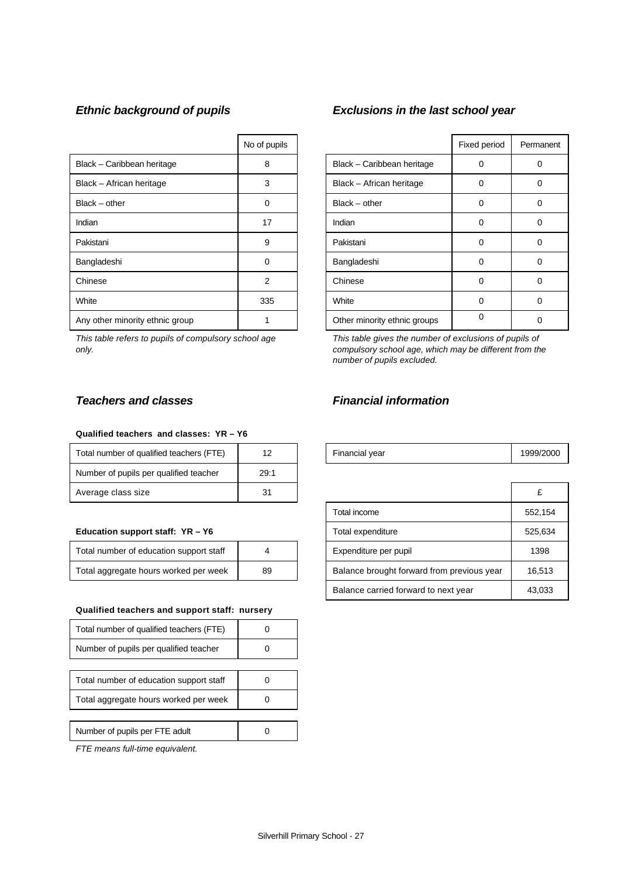### *Ethnic background of pupils*

| | No of pupils |
|---|---|
| Black – Caribbean heritage | 8 |
| Black – African heritage | 3 |
| Black – other | 0 |
| Indian | 17 |
| Pakistani | 9 |
| Bangladeshi | 0 |
| Chinese | 2 |
| White | 335 |
| Any other minority ethnic group | 1 |

*This table refers to pupils of compulsory school age only.*

### *Exclusions in the last school year*

| | Fixed period | Permanent |
|---|---|---|
| Black – Caribbean heritage | 0 | 0 |
| Black – African heritage | 0 | 0 |
| Black – other | 0 | 0 |
| Indian | 0 | 0 |
| Pakistani | 0 | 0 |
| Bangladeshi | 0 | 0 |
| Chinese | 0 | 0 |
| White | 0 | 0 |
| Other minority ethnic groups | 0 | 0 |

*This table gives the number of exclusions of pupils of compulsory school age, which may be different from the number of pupils excluded.*

### *Teachers and classes*

**Qualified teachers and classes: YR – Y6**

| | |
|---|---|
| Total number of qualified teachers (FTE) | 12 |
| Number of pupils per qualified teacher | 29:1 |
| Average class size | 31 |

**Education support staff: YR – Y6**

| | |
|---|---|
| Total number of education support staff | 4 |
| Total aggregate hours worked per week | 89 |

**Qualified teachers and support staff: nursery**

| | |
|---|---|
| Total number of qualified teachers (FTE) | 0 |
| Number of pupils per qualified teacher | 0 |

| | |
|---|---|
| Total number of education support staff | 0 |
| Total aggregate hours worked per week | 0 |

| | |
|---|---|
| Number of pupils per FTE adult | 0 |

*FTE means full-time equivalent.*

### *Financial information*

| | |
|---|---|
| Financial year | 1999/2000 |

| | £ |
|---|---|
| Total income | 552,154 |
| Total expenditure | 525,634 |
| Expenditure per pupil | 1398 |
| Balance brought forward from previous year | 16,513 |
| Balance carried forward to next year | 43,033 |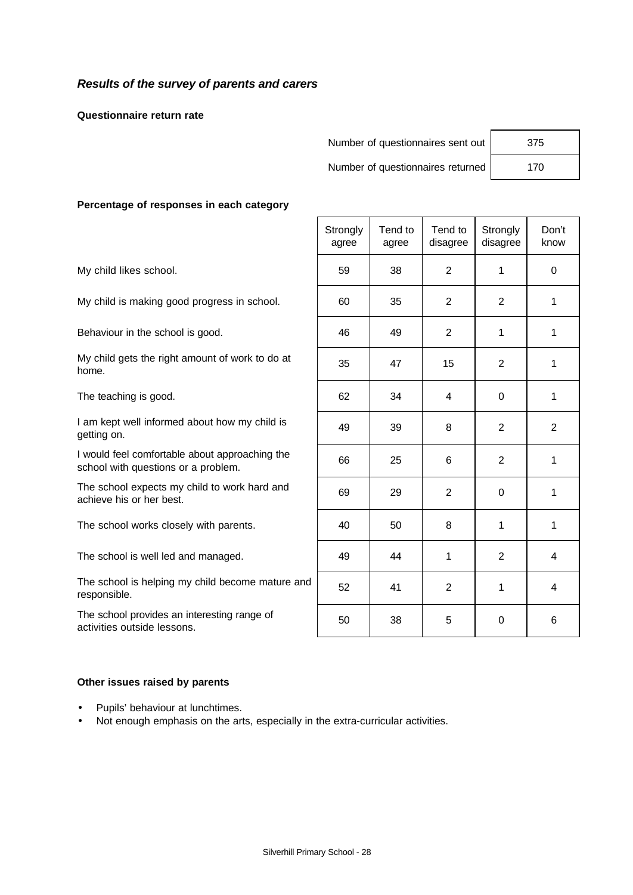## *Results of the survey of parents and carers*

**Questionnaire return rate**

| | |
|---|---|
| Number of questionnaires sent out | 375 |
| Number of questionnaires returned | 170 |

**Percentage of responses in each category**

| | Strongly agree | Tend to agree | Tend to disagree | Strongly disagree | Don't know |
|---|---|---|---|---|---|
| My child likes school. | 59 | 38 | 2 | 1 | 0 |
| My child is making good progress in school. | 60 | 35 | 2 | 2 | 1 |
| Behaviour in the school is good. | 46 | 49 | 2 | 1 | 1 |
| My child gets the right amount of work to do at home. | 35 | 47 | 15 | 2 | 1 |
| The teaching is good. | 62 | 34 | 4 | 0 | 1 |
| I am kept well informed about how my child is getting on. | 49 | 39 | 8 | 2 | 2 |
| I would feel comfortable about approaching the school with questions or a problem. | 66 | 25 | 6 | 2 | 1 |
| The school expects my child to work hard and achieve his or her best. | 69 | 29 | 2 | 0 | 1 |
| The school works closely with parents. | 40 | 50 | 8 | 1 | 1 |
| The school is well led and managed. | 49 | 44 | 1 | 2 | 4 |
| The school is helping my child become mature and responsible. | 52 | 41 | 2 | 1 | 4 |
| The school provides an interesting range of activities outside lessons. | 50 | 38 | 5 | 0 | 6 |

**Other issues raised by parents**

- Pupils' behaviour at lunchtimes.
- Not enough emphasis on the arts, especially in the extra-curricular activities.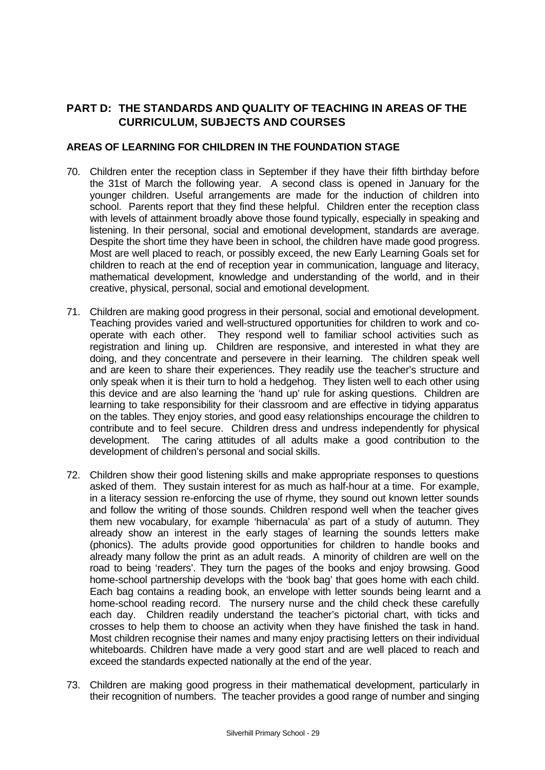## PART D: THE STANDARDS AND QUALITY OF TEACHING IN AREAS OF THE CURRICULUM, SUBJECTS AND COURSES

### AREAS OF LEARNING FOR CHILDREN IN THE FOUNDATION STAGE

70. Children enter the reception class in September if they have their fifth birthday before the 31st of March the following year. A second class is opened in January for the younger children. Useful arrangements are made for the induction of children into school. Parents report that they find these helpful. Children enter the reception class with levels of attainment broadly above those found typically, especially in speaking and listening. In their personal, social and emotional development, standards are average. Despite the short time they have been in school, the children have made good progress. Most are well placed to reach, or possibly exceed, the new Early Learning Goals set for children to reach at the end of reception year in communication, language and literacy, mathematical development, knowledge and understanding of the world, and in their creative, physical, personal, social and emotional development.

71. Children are making good progress in their personal, social and emotional development. Teaching provides varied and well-structured opportunities for children to work and co-operate with each other. They respond well to familiar school activities such as registration and lining up. Children are responsive, and interested in what they are doing, and they concentrate and persevere in their learning. The children speak well and are keen to share their experiences. They readily use the teacher's structure and only speak when it is their turn to hold a hedgehog. They listen well to each other using this device and are also learning the 'hand up' rule for asking questions. Children are learning to take responsibility for their classroom and are effective in tidying apparatus on the tables. They enjoy stories, and good easy relationships encourage the children to contribute and to feel secure. Children dress and undress independently for physical development. The caring attitudes of all adults make a good contribution to the development of children's personal and social skills.

72. Children show their good listening skills and make appropriate responses to questions asked of them. They sustain interest for as much as half-hour at a time. For example, in a literacy session re-enforcing the use of rhyme, they sound out known letter sounds and follow the writing of those sounds. Children respond well when the teacher gives them new vocabulary, for example 'hibernacula' as part of a study of autumn. They already show an interest in the early stages of learning the sounds letters make (phonics). The adults provide good opportunities for children to handle books and already many follow the print as an adult reads. A minority of children are well on the road to being 'readers'. They turn the pages of the books and enjoy browsing. Good home-school partnership develops with the 'book bag' that goes home with each child. Each bag contains a reading book, an envelope with letter sounds being learnt and a home-school reading record. The nursery nurse and the child check these carefully each day. Children readily understand the teacher's pictorial chart, with ticks and crosses to help them to choose an activity when they have finished the task in hand. Most children recognise their names and many enjoy practising letters on their individual whiteboards. Children have made a very good start and are well placed to reach and exceed the standards expected nationally at the end of the year.

73. Children are making good progress in their mathematical development, particularly in their recognition of numbers. The teacher provides a good range of number and singing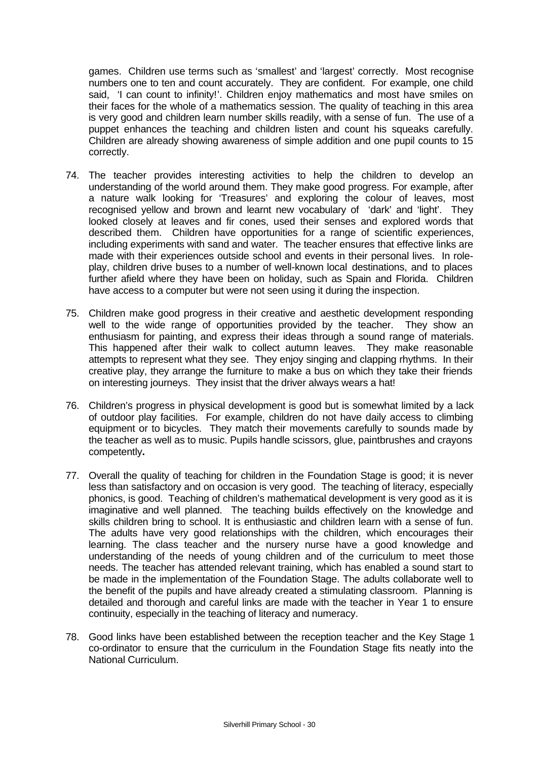games. Children use terms such as 'smallest' and 'largest' correctly. Most recognise numbers one to ten and count accurately. They are confident. For example, one child said, 'I can count to infinity!'. Children enjoy mathematics and most have smiles on their faces for the whole of a mathematics session. The quality of teaching in this area is very good and children learn number skills readily, with a sense of fun. The use of a puppet enhances the teaching and children listen and count his squeaks carefully. Children are already showing awareness of simple addition and one pupil counts to 15 correctly.

74. The teacher provides interesting activities to help the children to develop an understanding of the world around them. They make good progress. For example, after a nature walk looking for 'Treasures' and exploring the colour of leaves, most recognised yellow and brown and learnt new vocabulary of 'dark' and 'light'. They looked closely at leaves and fir cones, used their senses and explored words that described them. Children have opportunities for a range of scientific experiences, including experiments with sand and water. The teacher ensures that effective links are made with their experiences outside school and events in their personal lives. In role-play, children drive buses to a number of well-known local destinations, and to places further afield where they have been on holiday, such as Spain and Florida. Children have access to a computer but were not seen using it during the inspection.

75. Children make good progress in their creative and aesthetic development responding well to the wide range of opportunities provided by the teacher. They show an enthusiasm for painting, and express their ideas through a sound range of materials. This happened after their walk to collect autumn leaves. They make reasonable attempts to represent what they see. They enjoy singing and clapping rhythms. In their creative play, they arrange the furniture to make a bus on which they take their friends on interesting journeys. They insist that the driver always wears a hat!

76. Children's progress in physical development is good but is somewhat limited by a lack of outdoor play facilities. For example, children do not have daily access to climbing equipment or to bicycles. They match their movements carefully to sounds made by the teacher as well as to music. Pupils handle scissors, glue, paintbrushes and crayons competently.

77. Overall the quality of teaching for children in the Foundation Stage is good; it is never less than satisfactory and on occasion is very good. The teaching of literacy, especially phonics, is good. Teaching of children's mathematical development is very good as it is imaginative and well planned. The teaching builds effectively on the knowledge and skills children bring to school. It is enthusiastic and children learn with a sense of fun. The adults have very good relationships with the children, which encourages their learning. The class teacher and the nursery nurse have a good knowledge and understanding of the needs of young children and of the curriculum to meet those needs. The teacher has attended relevant training, which has enabled a sound start to be made in the implementation of the Foundation Stage. The adults collaborate well to the benefit of the pupils and have already created a stimulating classroom. Planning is detailed and thorough and careful links are made with the teacher in Year 1 to ensure continuity, especially in the teaching of literacy and numeracy.

78. Good links have been established between the reception teacher and the Key Stage 1 co-ordinator to ensure that the curriculum in the Foundation Stage fits neatly into the National Curriculum.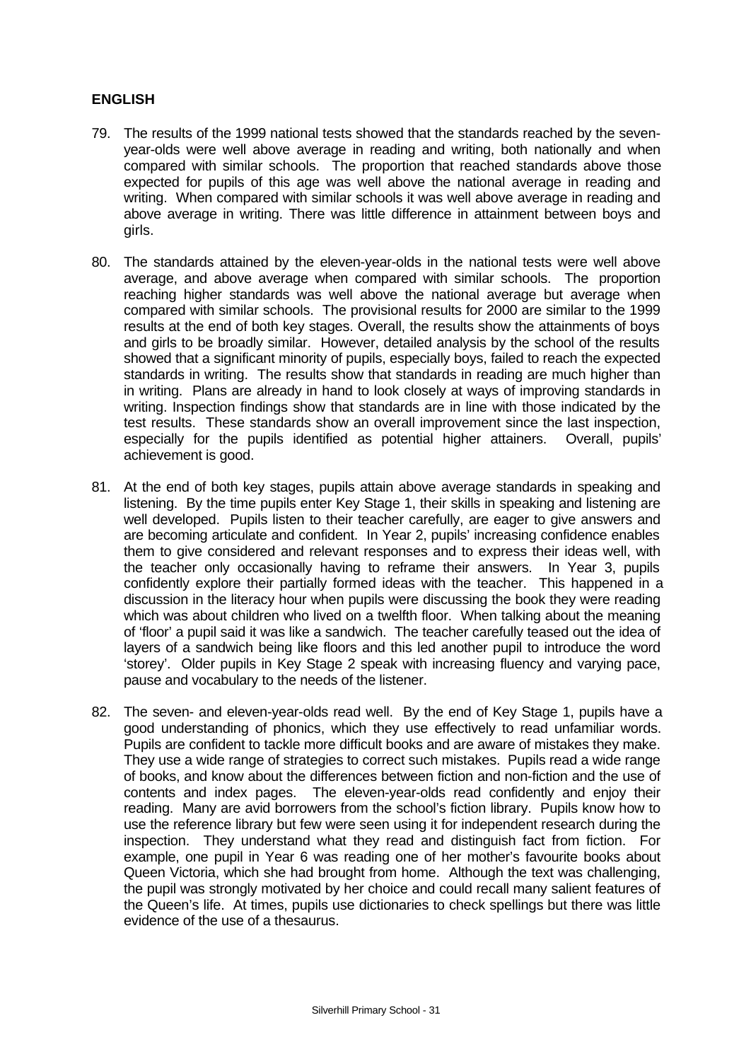## ENGLISH

79. The results of the 1999 national tests showed that the standards reached by the seven-year-olds were well above average in reading and writing, both nationally and when compared with similar schools. The proportion that reached standards above those expected for pupils of this age was well above the national average in reading and writing. When compared with similar schools it was well above average in reading and above average in writing. There was little difference in attainment between boys and girls.

80. The standards attained by the eleven-year-olds in the national tests were well above average, and above average when compared with similar schools. The proportion reaching higher standards was well above the national average but average when compared with similar schools. The provisional results for 2000 are similar to the 1999 results at the end of both key stages. Overall, the results show the attainments of boys and girls to be broadly similar. However, detailed analysis by the school of the results showed that a significant minority of pupils, especially boys, failed to reach the expected standards in writing. The results show that standards in reading are much higher than in writing. Plans are already in hand to look closely at ways of improving standards in writing. Inspection findings show that standards are in line with those indicated by the test results. These standards show an overall improvement since the last inspection, especially for the pupils identified as potential higher attainers. Overall, pupils' achievement is good.

81. At the end of both key stages, pupils attain above average standards in speaking and listening. By the time pupils enter Key Stage 1, their skills in speaking and listening are well developed. Pupils listen to their teacher carefully, are eager to give answers and are becoming articulate and confident. In Year 2, pupils' increasing confidence enables them to give considered and relevant responses and to express their ideas well, with the teacher only occasionally having to reframe their answers. In Year 3, pupils confidently explore their partially formed ideas with the teacher. This happened in a discussion in the literacy hour when pupils were discussing the book they were reading which was about children who lived on a twelfth floor. When talking about the meaning of 'floor' a pupil said it was like a sandwich. The teacher carefully teased out the idea of layers of a sandwich being like floors and this led another pupil to introduce the word 'storey'. Older pupils in Key Stage 2 speak with increasing fluency and varying pace, pause and vocabulary to the needs of the listener.

82. The seven- and eleven-year-olds read well. By the end of Key Stage 1, pupils have a good understanding of phonics, which they use effectively to read unfamiliar words. Pupils are confident to tackle more difficult books and are aware of mistakes they make. They use a wide range of strategies to correct such mistakes. Pupils read a wide range of books, and know about the differences between fiction and non-fiction and the use of contents and index pages. The eleven-year-olds read confidently and enjoy their reading. Many are avid borrowers from the school's fiction library. Pupils know how to use the reference library but few were seen using it for independent research during the inspection. They understand what they read and distinguish fact from fiction. For example, one pupil in Year 6 was reading one of her mother's favourite books about Queen Victoria, which she had brought from home. Although the text was challenging, the pupil was strongly motivated by her choice and could recall many salient features of the Queen's life. At times, pupils use dictionaries to check spellings but there was little evidence of the use of a thesaurus.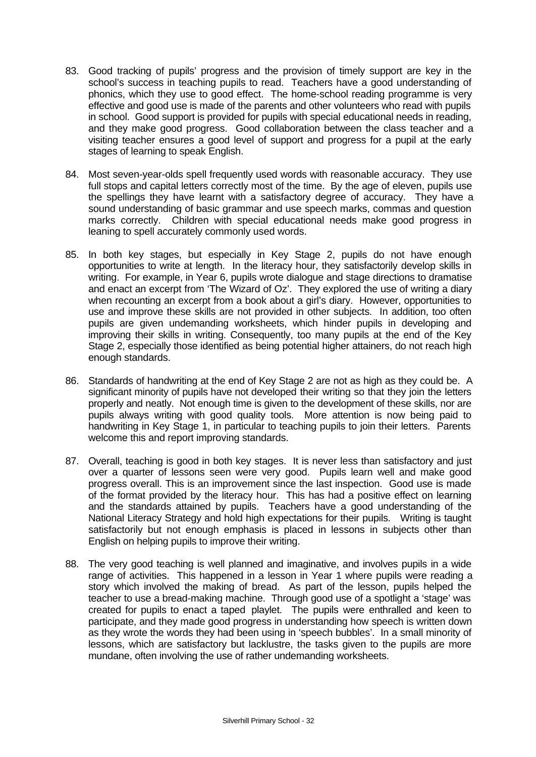83. Good tracking of pupils' progress and the provision of timely support are key in the school's success in teaching pupils to read. Teachers have a good understanding of phonics, which they use to good effect. The home-school reading programme is very effective and good use is made of the parents and other volunteers who read with pupils in school. Good support is provided for pupils with special educational needs in reading, and they make good progress. Good collaboration between the class teacher and a visiting teacher ensures a good level of support and progress for a pupil at the early stages of learning to speak English.

84. Most seven-year-olds spell frequently used words with reasonable accuracy. They use full stops and capital letters correctly most of the time. By the age of eleven, pupils use the spellings they have learnt with a satisfactory degree of accuracy. They have a sound understanding of basic grammar and use speech marks, commas and question marks correctly. Children with special educational needs make good progress in leaning to spell accurately commonly used words.

85. In both key stages, but especially in Key Stage 2, pupils do not have enough opportunities to write at length. In the literacy hour, they satisfactorily develop skills in writing. For example, in Year 6, pupils wrote dialogue and stage directions to dramatise and enact an excerpt from 'The Wizard of Oz'. They explored the use of writing a diary when recounting an excerpt from a book about a girl's diary. However, opportunities to use and improve these skills are not provided in other subjects. In addition, too often pupils are given undemanding worksheets, which hinder pupils in developing and improving their skills in writing. Consequently, too many pupils at the end of the Key Stage 2, especially those identified as being potential higher attainers, do not reach high enough standards.

86. Standards of handwriting at the end of Key Stage 2 are not as high as they could be. A significant minority of pupils have not developed their writing so that they join the letters properly and neatly. Not enough time is given to the development of these skills, nor are pupils always writing with good quality tools. More attention is now being paid to handwriting in Key Stage 1, in particular to teaching pupils to join their letters. Parents welcome this and report improving standards.

87. Overall, teaching is good in both key stages. It is never less than satisfactory and just over a quarter of lessons seen were very good. Pupils learn well and make good progress overall. This is an improvement since the last inspection. Good use is made of the format provided by the literacy hour. This has had a positive effect on learning and the standards attained by pupils. Teachers have a good understanding of the National Literacy Strategy and hold high expectations for their pupils. Writing is taught satisfactorily but not enough emphasis is placed in lessons in subjects other than English on helping pupils to improve their writing.

88. The very good teaching is well planned and imaginative, and involves pupils in a wide range of activities. This happened in a lesson in Year 1 where pupils were reading a story which involved the making of bread. As part of the lesson, pupils helped the teacher to use a bread-making machine. Through good use of a spotlight a 'stage' was created for pupils to enact a taped playlet. The pupils were enthralled and keen to participate, and they made good progress in understanding how speech is written down as they wrote the words they had been using in 'speech bubbles'. In a small minority of lessons, which are satisfactory but lacklustre, the tasks given to the pupils are more mundane, often involving the use of rather undemanding worksheets.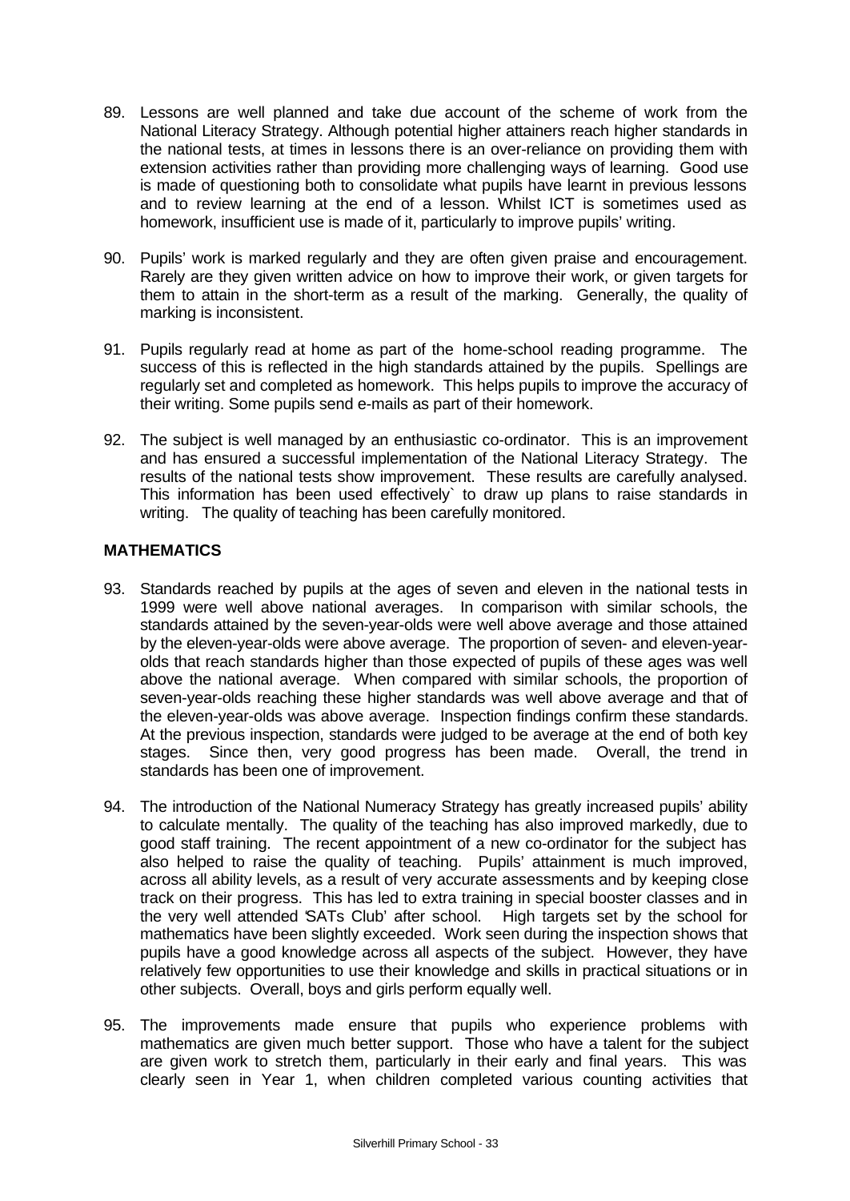89. Lessons are well planned and take due account of the scheme of work from the National Literacy Strategy. Although potential higher attainers reach higher standards in the national tests, at times in lessons there is an over-reliance on providing them with extension activities rather than providing more challenging ways of learning. Good use is made of questioning both to consolidate what pupils have learnt in previous lessons and to review learning at the end of a lesson. Whilst ICT is sometimes used as homework, insufficient use is made of it, particularly to improve pupils' writing.

90. Pupils' work is marked regularly and they are often given praise and encouragement. Rarely are they given written advice on how to improve their work, or given targets for them to attain in the short-term as a result of the marking. Generally, the quality of marking is inconsistent.

91. Pupils regularly read at home as part of the home-school reading programme. The success of this is reflected in the high standards attained by the pupils. Spellings are regularly set and completed as homework. This helps pupils to improve the accuracy of their writing. Some pupils send e-mails as part of their homework.

92. The subject is well managed by an enthusiastic co-ordinator. This is an improvement and has ensured a successful implementation of the National Literacy Strategy. The results of the national tests show improvement. These results are carefully analysed. This information has been used effectively` to draw up plans to raise standards in writing. The quality of teaching has been carefully monitored.

## MATHEMATICS

93. Standards reached by pupils at the ages of seven and eleven in the national tests in 1999 were well above national averages. In comparison with similar schools, the standards attained by the seven-year-olds were well above average and those attained by the eleven-year-olds were above average. The proportion of seven- and eleven-year-olds that reach standards higher than those expected of pupils of these ages was well above the national average. When compared with similar schools, the proportion of seven-year-olds reaching these higher standards was well above average and that of the eleven-year-olds was above average. Inspection findings confirm these standards. At the previous inspection, standards were judged to be average at the end of both key stages. Since then, very good progress has been made. Overall, the trend in standards has been one of improvement.

94. The introduction of the National Numeracy Strategy has greatly increased pupils' ability to calculate mentally. The quality of the teaching has also improved markedly, due to good staff training. The recent appointment of a new co-ordinator for the subject has also helped to raise the quality of teaching. Pupils' attainment is much improved, across all ability levels, as a result of very accurate assessments and by keeping close track on their progress. This has led to extra training in special booster classes and in the very well attended 'SATs Club' after school. High targets set by the school for mathematics have been slightly exceeded. Work seen during the inspection shows that pupils have a good knowledge across all aspects of the subject. However, they have relatively few opportunities to use their knowledge and skills in practical situations or in other subjects. Overall, boys and girls perform equally well.

95. The improvements made ensure that pupils who experience problems with mathematics are given much better support. Those who have a talent for the subject are given work to stretch them, particularly in their early and final years. This was clearly seen in Year 1, when children completed various counting activities that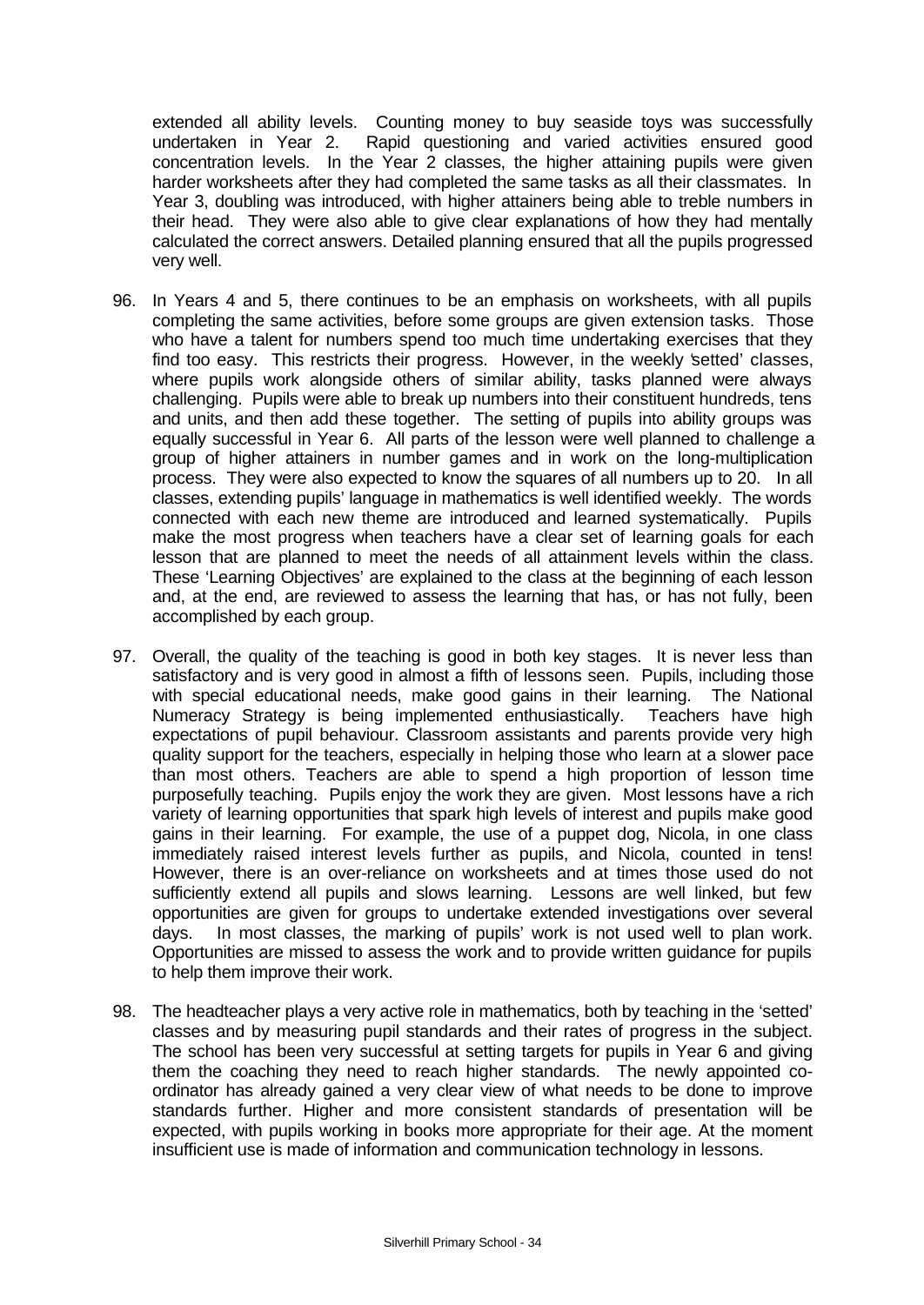extended all ability levels. Counting money to buy seaside toys was successfully undertaken in Year 2. Rapid questioning and varied activities ensured good concentration levels. In the Year 2 classes, the higher attaining pupils were given harder worksheets after they had completed the same tasks as all their classmates. In Year 3, doubling was introduced, with higher attainers being able to treble numbers in their head. They were also able to give clear explanations of how they had mentally calculated the correct answers. Detailed planning ensured that all the pupils progressed very well.

96. In Years 4 and 5, there continues to be an emphasis on worksheets, with all pupils completing the same activities, before some groups are given extension tasks. Those who have a talent for numbers spend too much time undertaking exercises that they find too easy. This restricts their progress. However, in the weekly 'setted' classes, where pupils work alongside others of similar ability, tasks planned were always challenging. Pupils were able to break up numbers into their constituent hundreds, tens and units, and then add these together. The setting of pupils into ability groups was equally successful in Year 6. All parts of the lesson were well planned to challenge a group of higher attainers in number games and in work on the long-multiplication process. They were also expected to know the squares of all numbers up to 20. In all classes, extending pupils' language in mathematics is well identified weekly. The words connected with each new theme are introduced and learned systematically. Pupils make the most progress when teachers have a clear set of learning goals for each lesson that are planned to meet the needs of all attainment levels within the class. These 'Learning Objectives' are explained to the class at the beginning of each lesson and, at the end, are reviewed to assess the learning that has, or has not fully, been accomplished by each group.

97. Overall, the quality of the teaching is good in both key stages. It is never less than satisfactory and is very good in almost a fifth of lessons seen. Pupils, including those with special educational needs, make good gains in their learning. The National Numeracy Strategy is being implemented enthusiastically. Teachers have high expectations of pupil behaviour. Classroom assistants and parents provide very high quality support for the teachers, especially in helping those who learn at a slower pace than most others. Teachers are able to spend a high proportion of lesson time purposefully teaching. Pupils enjoy the work they are given. Most lessons have a rich variety of learning opportunities that spark high levels of interest and pupils make good gains in their learning. For example, the use of a puppet dog, Nicola, in one class immediately raised interest levels further as pupils, and Nicola, counted in tens! However, there is an over-reliance on worksheets and at times those used do not sufficiently extend all pupils and slows learning. Lessons are well linked, but few opportunities are given for groups to undertake extended investigations over several days. In most classes, the marking of pupils' work is not used well to plan work. Opportunities are missed to assess the work and to provide written guidance for pupils to help them improve their work.

98. The headteacher plays a very active role in mathematics, both by teaching in the 'setted' classes and by measuring pupil standards and their rates of progress in the subject. The school has been very successful at setting targets for pupils in Year 6 and giving them the coaching they need to reach higher standards. The newly appointed co-ordinator has already gained a very clear view of what needs to be done to improve standards further. Higher and more consistent standards of presentation will be expected, with pupils working in books more appropriate for their age. At the moment insufficient use is made of information and communication technology in lessons.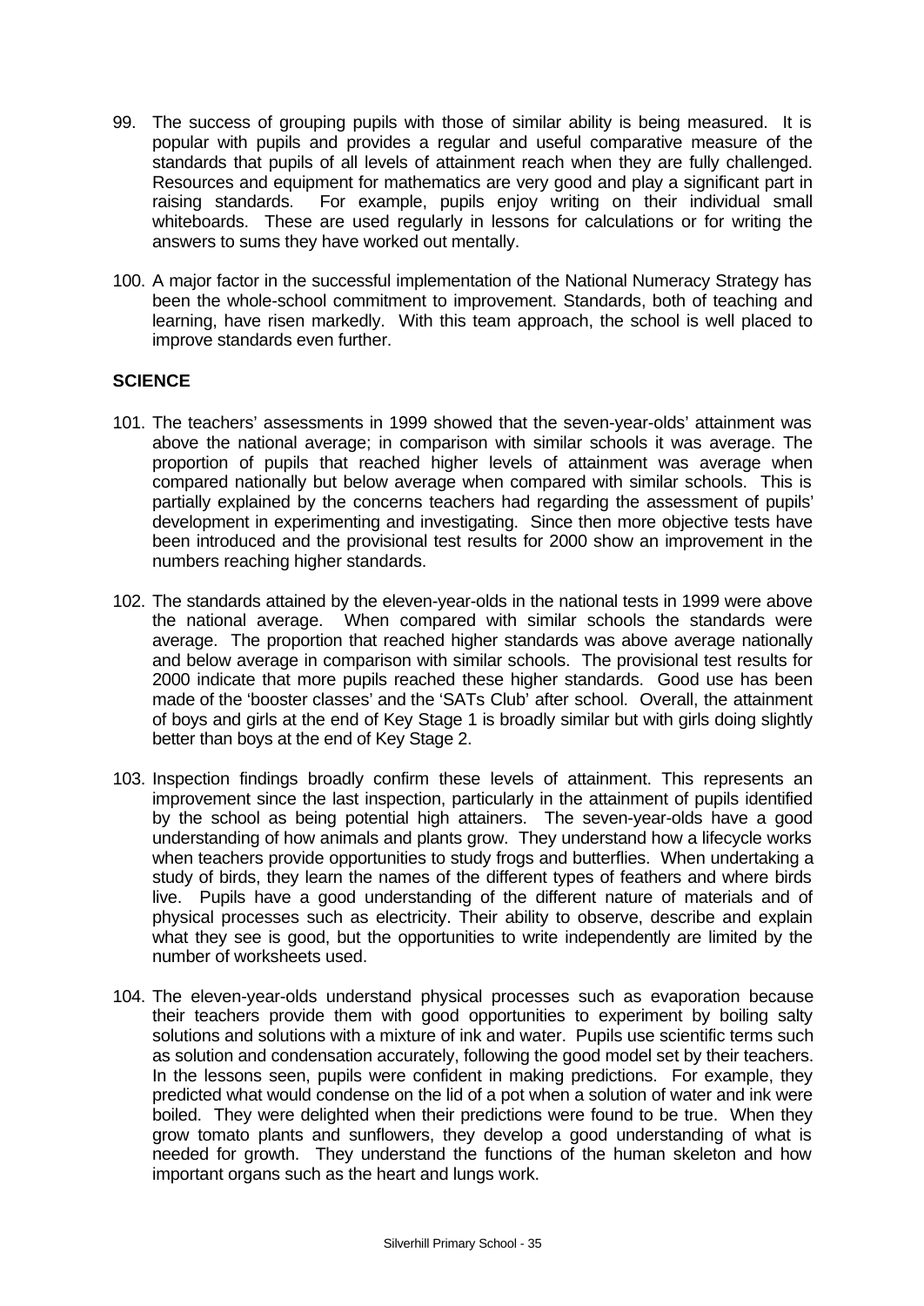99. The success of grouping pupils with those of similar ability is being measured. It is popular with pupils and provides a regular and useful comparative measure of the standards that pupils of all levels of attainment reach when they are fully challenged. Resources and equipment for mathematics are very good and play a significant part in raising standards. For example, pupils enjoy writing on their individual small whiteboards. These are used regularly in lessons for calculations or for writing the answers to sums they have worked out mentally.

100. A major factor in the successful implementation of the National Numeracy Strategy has been the whole-school commitment to improvement. Standards, both of teaching and learning, have risen markedly. With this team approach, the school is well placed to improve standards even further.

## SCIENCE

101. The teachers' assessments in 1999 showed that the seven-year-olds' attainment was above the national average; in comparison with similar schools it was average. The proportion of pupils that reached higher levels of attainment was average when compared nationally but below average when compared with similar schools. This is partially explained by the concerns teachers had regarding the assessment of pupils' development in experimenting and investigating. Since then more objective tests have been introduced and the provisional test results for 2000 show an improvement in the numbers reaching higher standards.

102. The standards attained by the eleven-year-olds in the national tests in 1999 were above the national average. When compared with similar schools the standards were average. The proportion that reached higher standards was above average nationally and below average in comparison with similar schools. The provisional test results for 2000 indicate that more pupils reached these higher standards. Good use has been made of the 'booster classes' and the 'SATs Club' after school. Overall, the attainment of boys and girls at the end of Key Stage 1 is broadly similar but with girls doing slightly better than boys at the end of Key Stage 2.

103. Inspection findings broadly confirm these levels of attainment. This represents an improvement since the last inspection, particularly in the attainment of pupils identified by the school as being potential high attainers. The seven-year-olds have a good understanding of how animals and plants grow. They understand how a lifecycle works when teachers provide opportunities to study frogs and butterflies. When undertaking a study of birds, they learn the names of the different types of feathers and where birds live. Pupils have a good understanding of the different nature of materials and of physical processes such as electricity. Their ability to observe, describe and explain what they see is good, but the opportunities to write independently are limited by the number of worksheets used.

104. The eleven-year-olds understand physical processes such as evaporation because their teachers provide them with good opportunities to experiment by boiling salty solutions and solutions with a mixture of ink and water. Pupils use scientific terms such as solution and condensation accurately, following the good model set by their teachers. In the lessons seen, pupils were confident in making predictions. For example, they predicted what would condense on the lid of a pot when a solution of water and ink were boiled. They were delighted when their predictions were found to be true. When they grow tomato plants and sunflowers, they develop a good understanding of what is needed for growth. They understand the functions of the human skeleton and how important organs such as the heart and lungs work.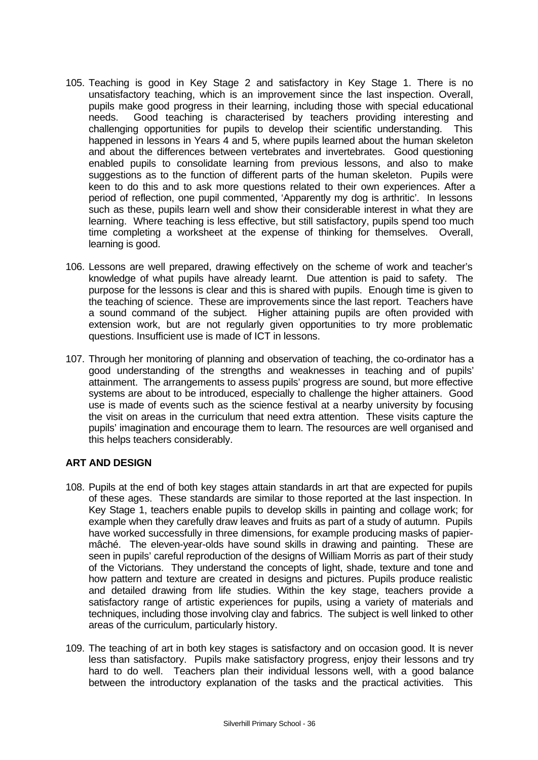105. Teaching is good in Key Stage 2 and satisfactory in Key Stage 1. There is no unsatisfactory teaching, which is an improvement since the last inspection. Overall, pupils make good progress in their learning, including those with special educational needs. Good teaching is characterised by teachers providing interesting and challenging opportunities for pupils to develop their scientific understanding. This happened in lessons in Years 4 and 5, where pupils learned about the human skeleton and about the differences between vertebrates and invertebrates. Good questioning enabled pupils to consolidate learning from previous lessons, and also to make suggestions as to the function of different parts of the human skeleton. Pupils were keen to do this and to ask more questions related to their own experiences. After a period of reflection, one pupil commented, 'Apparently my dog is arthritic'. In lessons such as these, pupils learn well and show their considerable interest in what they are learning. Where teaching is less effective, but still satisfactory, pupils spend too much time completing a worksheet at the expense of thinking for themselves. Overall, learning is good.

106. Lessons are well prepared, drawing effectively on the scheme of work and teacher's knowledge of what pupils have already learnt. Due attention is paid to safety. The purpose for the lessons is clear and this is shared with pupils. Enough time is given to the teaching of science. These are improvements since the last report. Teachers have a sound command of the subject. Higher attaining pupils are often provided with extension work, but are not regularly given opportunities to try more problematic questions. Insufficient use is made of ICT in lessons.

107. Through her monitoring of planning and observation of teaching, the co-ordinator has a good understanding of the strengths and weaknesses in teaching and of pupils' attainment. The arrangements to assess pupils' progress are sound, but more effective systems are about to be introduced, especially to challenge the higher attainers. Good use is made of events such as the science festival at a nearby university by focusing the visit on areas in the curriculum that need extra attention. These visits capture the pupils' imagination and encourage them to learn. The resources are well organised and this helps teachers considerably.

## ART AND DESIGN

108. Pupils at the end of both key stages attain standards in art that are expected for pupils of these ages. These standards are similar to those reported at the last inspection. In Key Stage 1, teachers enable pupils to develop skills in painting and collage work; for example when they carefully draw leaves and fruits as part of a study of autumn. Pupils have worked successfully in three dimensions, for example producing masks of papier-mâché. The eleven-year-olds have sound skills in drawing and painting. These are seen in pupils' careful reproduction of the designs of William Morris as part of their study of the Victorians. They understand the concepts of light, shade, texture and tone and how pattern and texture are created in designs and pictures. Pupils produce realistic and detailed drawing from life studies. Within the key stage, teachers provide a satisfactory range of artistic experiences for pupils, using a variety of materials and techniques, including those involving clay and fabrics. The subject is well linked to other areas of the curriculum, particularly history.

109. The teaching of art in both key stages is satisfactory and on occasion good. It is never less than satisfactory. Pupils make satisfactory progress, enjoy their lessons and try hard to do well. Teachers plan their individual lessons well, with a good balance between the introductory explanation of the tasks and the practical activities. This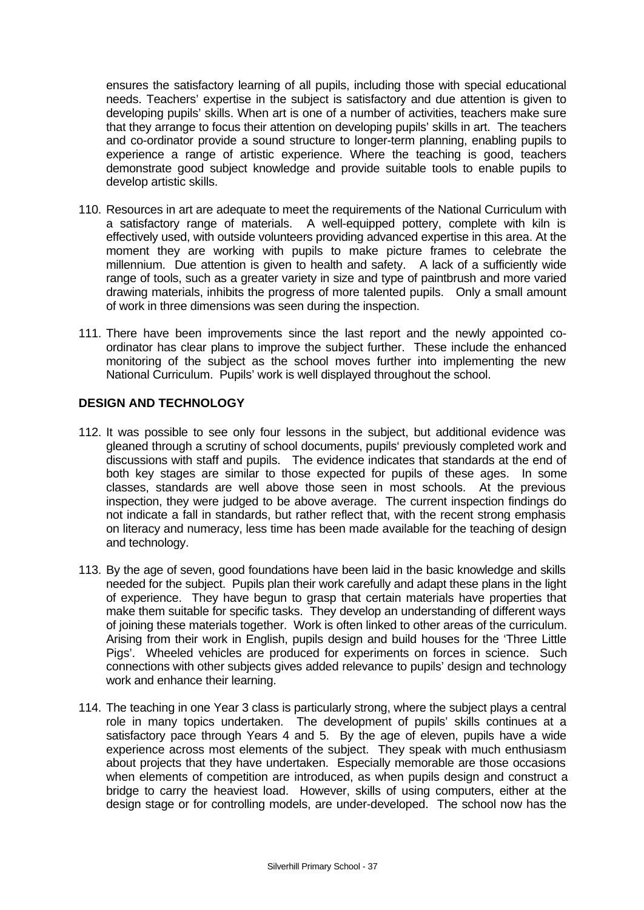ensures the satisfactory learning of all pupils, including those with special educational needs. Teachers' expertise in the subject is satisfactory and due attention is given to developing pupils' skills. When art is one of a number of activities, teachers make sure that they arrange to focus their attention on developing pupils' skills in art. The teachers and co-ordinator provide a sound structure to longer-term planning, enabling pupils to experience a range of artistic experience. Where the teaching is good, teachers demonstrate good subject knowledge and provide suitable tools to enable pupils to develop artistic skills.

110. Resources in art are adequate to meet the requirements of the National Curriculum with a satisfactory range of materials. A well-equipped pottery, complete with kiln is effectively used, with outside volunteers providing advanced expertise in this area. At the moment they are working with pupils to make picture frames to celebrate the millennium. Due attention is given to health and safety. A lack of a sufficiently wide range of tools, such as a greater variety in size and type of paintbrush and more varied drawing materials, inhibits the progress of more talented pupils. Only a small amount of work in three dimensions was seen during the inspection.

111. There have been improvements since the last report and the newly appointed co-ordinator has clear plans to improve the subject further. These include the enhanced monitoring of the subject as the school moves further into implementing the new National Curriculum. Pupils' work is well displayed throughout the school.

## DESIGN AND TECHNOLOGY

112. It was possible to see only four lessons in the subject, but additional evidence was gleaned through a scrutiny of school documents, pupils' previously completed work and discussions with staff and pupils. The evidence indicates that standards at the end of both key stages are similar to those expected for pupils of these ages. In some classes, standards are well above those seen in most schools. At the previous inspection, they were judged to be above average. The current inspection findings do not indicate a fall in standards, but rather reflect that, with the recent strong emphasis on literacy and numeracy, less time has been made available for the teaching of design and technology.

113. By the age of seven, good foundations have been laid in the basic knowledge and skills needed for the subject. Pupils plan their work carefully and adapt these plans in the light of experience. They have begun to grasp that certain materials have properties that make them suitable for specific tasks. They develop an understanding of different ways of joining these materials together. Work is often linked to other areas of the curriculum. Arising from their work in English, pupils design and build houses for the 'Three Little Pigs'. Wheeled vehicles are produced for experiments on forces in science. Such connections with other subjects gives added relevance to pupils' design and technology work and enhance their learning.

114. The teaching in one Year 3 class is particularly strong, where the subject plays a central role in many topics undertaken. The development of pupils' skills continues at a satisfactory pace through Years 4 and 5. By the age of eleven, pupils have a wide experience across most elements of the subject. They speak with much enthusiasm about projects that they have undertaken. Especially memorable are those occasions when elements of competition are introduced, as when pupils design and construct a bridge to carry the heaviest load. However, skills of using computers, either at the design stage or for controlling models, are under-developed. The school now has the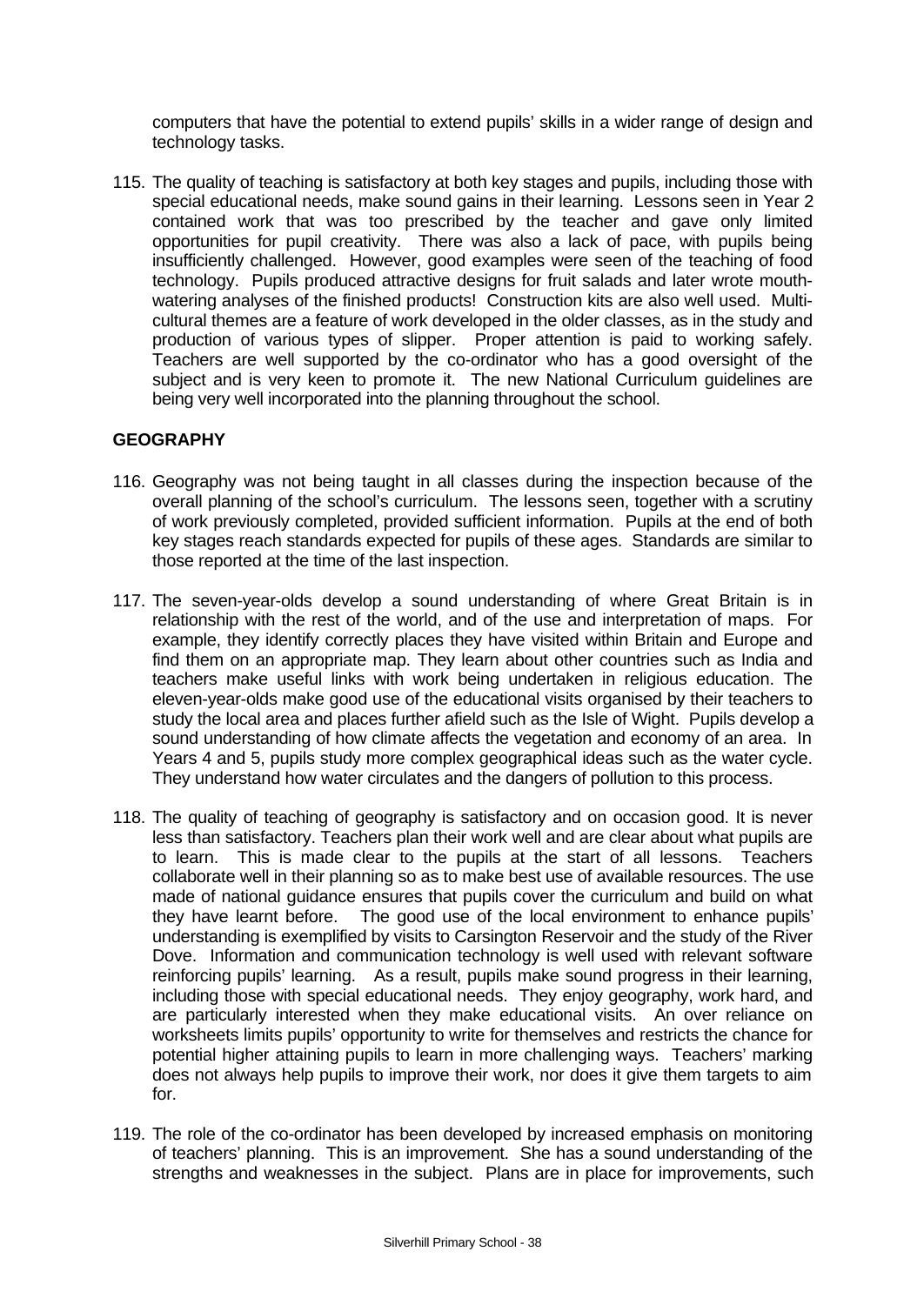computers that have the potential to extend pupils' skills in a wider range of design and technology tasks.

115. The quality of teaching is satisfactory at both key stages and pupils, including those with special educational needs, make sound gains in their learning. Lessons seen in Year 2 contained work that was too prescribed by the teacher and gave only limited opportunities for pupil creativity. There was also a lack of pace, with pupils being insufficiently challenged. However, good examples were seen of the teaching of food technology. Pupils produced attractive designs for fruit salads and later wrote mouth-watering analyses of the finished products! Construction kits are also well used. Multi-cultural themes are a feature of work developed in the older classes, as in the study and production of various types of slipper. Proper attention is paid to working safely. Teachers are well supported by the co-ordinator who has a good oversight of the subject and is very keen to promote it. The new National Curriculum guidelines are being very well incorporated into the planning throughout the school.

## GEOGRAPHY

116. Geography was not being taught in all classes during the inspection because of the overall planning of the school's curriculum. The lessons seen, together with a scrutiny of work previously completed, provided sufficient information. Pupils at the end of both key stages reach standards expected for pupils of these ages. Standards are similar to those reported at the time of the last inspection.

117. The seven-year-olds develop a sound understanding of where Great Britain is in relationship with the rest of the world, and of the use and interpretation of maps. For example, they identify correctly places they have visited within Britain and Europe and find them on an appropriate map. They learn about other countries such as India and teachers make useful links with work being undertaken in religious education. The eleven-year-olds make good use of the educational visits organised by their teachers to study the local area and places further afield such as the Isle of Wight. Pupils develop a sound understanding of how climate affects the vegetation and economy of an area. In Years 4 and 5, pupils study more complex geographical ideas such as the water cycle. They understand how water circulates and the dangers of pollution to this process.

118. The quality of teaching of geography is satisfactory and on occasion good. It is never less than satisfactory. Teachers plan their work well and are clear about what pupils are to learn. This is made clear to the pupils at the start of all lessons. Teachers collaborate well in their planning so as to make best use of available resources. The use made of national guidance ensures that pupils cover the curriculum and build on what they have learnt before. The good use of the local environment to enhance pupils' understanding is exemplified by visits to Carsington Reservoir and the study of the River Dove. Information and communication technology is well used with relevant software reinforcing pupils' learning. As a result, pupils make sound progress in their learning, including those with special educational needs. They enjoy geography, work hard, and are particularly interested when they make educational visits. An over reliance on worksheets limits pupils' opportunity to write for themselves and restricts the chance for potential higher attaining pupils to learn in more challenging ways. Teachers' marking does not always help pupils to improve their work, nor does it give them targets to aim for.

119. The role of the co-ordinator has been developed by increased emphasis on monitoring of teachers' planning. This is an improvement. She has a sound understanding of the strengths and weaknesses in the subject. Plans are in place for improvements, such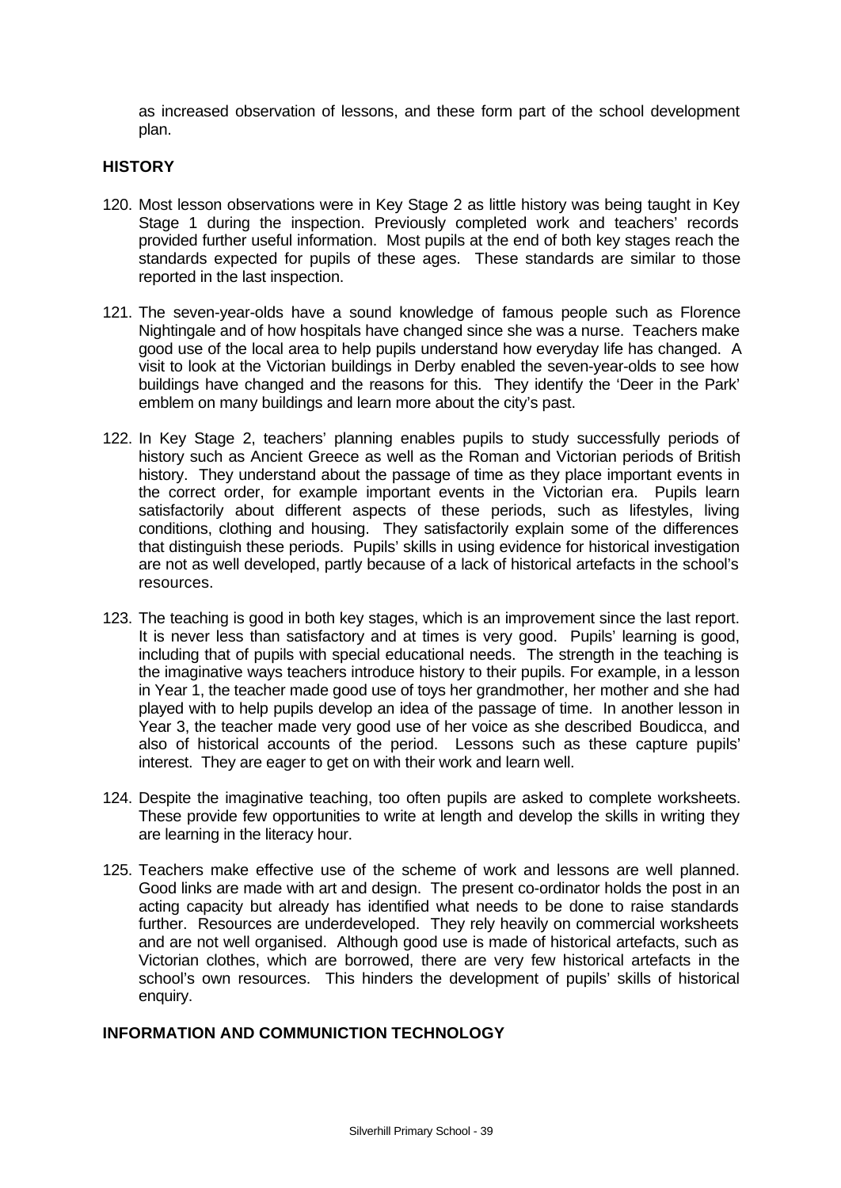as increased observation of lessons, and these form part of the school development plan.

## HISTORY

120. Most lesson observations were in Key Stage 2 as little history was being taught in Key Stage 1 during the inspection. Previously completed work and teachers' records provided further useful information. Most pupils at the end of both key stages reach the standards expected for pupils of these ages. These standards are similar to those reported in the last inspection.

121. The seven-year-olds have a sound knowledge of famous people such as Florence Nightingale and of how hospitals have changed since she was a nurse. Teachers make good use of the local area to help pupils understand how everyday life has changed. A visit to look at the Victorian buildings in Derby enabled the seven-year-olds to see how buildings have changed and the reasons for this. They identify the 'Deer in the Park' emblem on many buildings and learn more about the city's past.

122. In Key Stage 2, teachers' planning enables pupils to study successfully periods of history such as Ancient Greece as well as the Roman and Victorian periods of British history. They understand about the passage of time as they place important events in the correct order, for example important events in the Victorian era. Pupils learn satisfactorily about different aspects of these periods, such as lifestyles, living conditions, clothing and housing. They satisfactorily explain some of the differences that distinguish these periods. Pupils' skills in using evidence for historical investigation are not as well developed, partly because of a lack of historical artefacts in the school's resources.

123. The teaching is good in both key stages, which is an improvement since the last report. It is never less than satisfactory and at times is very good. Pupils' learning is good, including that of pupils with special educational needs. The strength in the teaching is the imaginative ways teachers introduce history to their pupils. For example, in a lesson in Year 1, the teacher made good use of toys her grandmother, her mother and she had played with to help pupils develop an idea of the passage of time. In another lesson in Year 3, the teacher made very good use of her voice as she described Boudicca, and also of historical accounts of the period. Lessons such as these capture pupils' interest. They are eager to get on with their work and learn well.

124. Despite the imaginative teaching, too often pupils are asked to complete worksheets. These provide few opportunities to write at length and develop the skills in writing they are learning in the literacy hour.

125. Teachers make effective use of the scheme of work and lessons are well planned. Good links are made with art and design. The present co-ordinator holds the post in an acting capacity but already has identified what needs to be done to raise standards further. Resources are underdeveloped. They rely heavily on commercial worksheets and are not well organised. Although good use is made of historical artefacts, such as Victorian clothes, which are borrowed, there are very few historical artefacts in the school's own resources. This hinders the development of pupils' skills of historical enquiry.

## INFORMATION AND COMMUNICTION TECHNOLOGY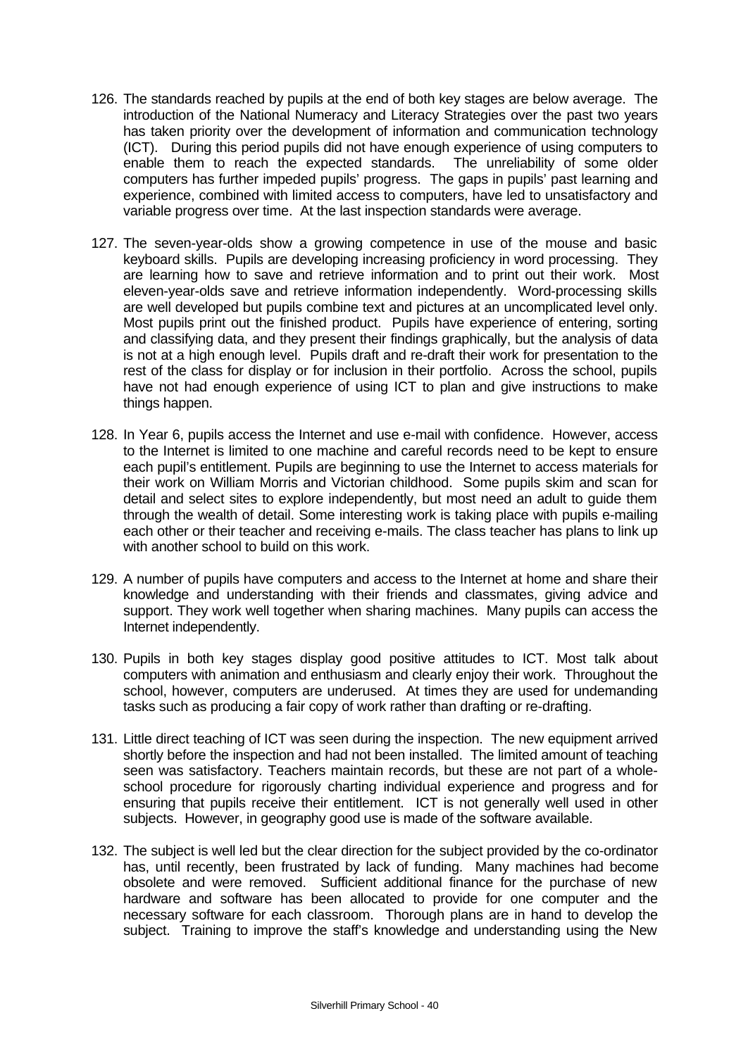126. The standards reached by pupils at the end of both key stages are below average. The introduction of the National Numeracy and Literacy Strategies over the past two years has taken priority over the development of information and communication technology (ICT). During this period pupils did not have enough experience of using computers to enable them to reach the expected standards. The unreliability of some older computers has further impeded pupils' progress. The gaps in pupils' past learning and experience, combined with limited access to computers, have led to unsatisfactory and variable progress over time. At the last inspection standards were average.

127. The seven-year-olds show a growing competence in use of the mouse and basic keyboard skills. Pupils are developing increasing proficiency in word processing. They are learning how to save and retrieve information and to print out their work. Most eleven-year-olds save and retrieve information independently. Word-processing skills are well developed but pupils combine text and pictures at an uncomplicated level only. Most pupils print out the finished product. Pupils have experience of entering, sorting and classifying data, and they present their findings graphically, but the analysis of data is not at a high enough level. Pupils draft and re-draft their work for presentation to the rest of the class for display or for inclusion in their portfolio. Across the school, pupils have not had enough experience of using ICT to plan and give instructions to make things happen.

128. In Year 6, pupils access the Internet and use e-mail with confidence. However, access to the Internet is limited to one machine and careful records need to be kept to ensure each pupil's entitlement. Pupils are beginning to use the Internet to access materials for their work on William Morris and Victorian childhood. Some pupils skim and scan for detail and select sites to explore independently, but most need an adult to guide them through the wealth of detail. Some interesting work is taking place with pupils e-mailing each other or their teacher and receiving e-mails. The class teacher has plans to link up with another school to build on this work.

129. A number of pupils have computers and access to the Internet at home and share their knowledge and understanding with their friends and classmates, giving advice and support. They work well together when sharing machines. Many pupils can access the Internet independently.

130. Pupils in both key stages display good positive attitudes to ICT. Most talk about computers with animation and enthusiasm and clearly enjoy their work. Throughout the school, however, computers are underused. At times they are used for undemanding tasks such as producing a fair copy of work rather than drafting or re-drafting.

131. Little direct teaching of ICT was seen during the inspection. The new equipment arrived shortly before the inspection and had not been installed. The limited amount of teaching seen was satisfactory. Teachers maintain records, but these are not part of a whole-school procedure for rigorously charting individual experience and progress and for ensuring that pupils receive their entitlement. ICT is not generally well used in other subjects. However, in geography good use is made of the software available.

132. The subject is well led but the clear direction for the subject provided by the co-ordinator has, until recently, been frustrated by lack of funding. Many machines had become obsolete and were removed. Sufficient additional finance for the purchase of new hardware and software has been allocated to provide for one computer and the necessary software for each classroom. Thorough plans are in hand to develop the subject. Training to improve the staff's knowledge and understanding using the New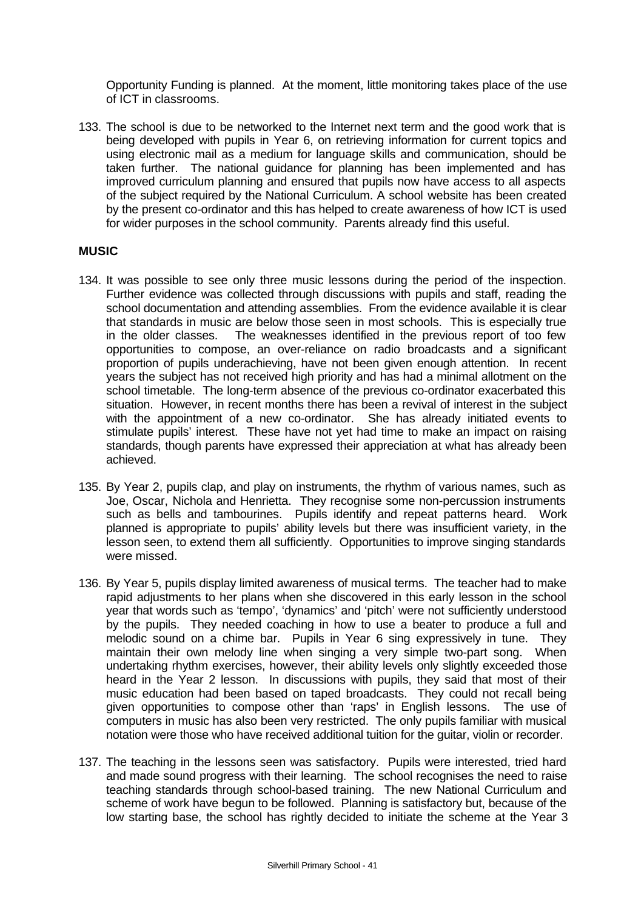Opportunity Funding is planned. At the moment, little monitoring takes place of the use of ICT in classrooms.

133. The school is due to be networked to the Internet next term and the good work that is being developed with pupils in Year 6, on retrieving information for current topics and using electronic mail as a medium for language skills and communication, should be taken further. The national guidance for planning has been implemented and has improved curriculum planning and ensured that pupils now have access to all aspects of the subject required by the National Curriculum. A school website has been created by the present co-ordinator and this has helped to create awareness of how ICT is used for wider purposes in the school community. Parents already find this useful.

**MUSIC**

134. It was possible to see only three music lessons during the period of the inspection. Further evidence was collected through discussions with pupils and staff, reading the school documentation and attending assemblies. From the evidence available it is clear that standards in music are below those seen in most schools. This is especially true in the older classes. The weaknesses identified in the previous report of too few opportunities to compose, an over-reliance on radio broadcasts and a significant proportion of pupils underachieving, have not been given enough attention. In recent years the subject has not received high priority and has had a minimal allotment on the school timetable. The long-term absence of the previous co-ordinator exacerbated this situation. However, in recent months there has been a revival of interest in the subject with the appointment of a new co-ordinator. She has already initiated events to stimulate pupils' interest. These have not yet had time to make an impact on raising standards, though parents have expressed their appreciation at what has already been achieved.

135. By Year 2, pupils clap, and play on instruments, the rhythm of various names, such as Joe, Oscar, Nichola and Henrietta. They recognise some non-percussion instruments such as bells and tambourines. Pupils identify and repeat patterns heard. Work planned is appropriate to pupils' ability levels but there was insufficient variety, in the lesson seen, to extend them all sufficiently. Opportunities to improve singing standards were missed.

136. By Year 5, pupils display limited awareness of musical terms. The teacher had to make rapid adjustments to her plans when she discovered in this early lesson in the school year that words such as 'tempo', 'dynamics' and 'pitch' were not sufficiently understood by the pupils. They needed coaching in how to use a beater to produce a full and melodic sound on a chime bar. Pupils in Year 6 sing expressively in tune. They maintain their own melody line when singing a very simple two-part song. When undertaking rhythm exercises, however, their ability levels only slightly exceeded those heard in the Year 2 lesson. In discussions with pupils, they said that most of their music education had been based on taped broadcasts. They could not recall being given opportunities to compose other than 'raps' in English lessons. The use of computers in music has also been very restricted. The only pupils familiar with musical notation were those who have received additional tuition for the guitar, violin or recorder.

137. The teaching in the lessons seen was satisfactory. Pupils were interested, tried hard and made sound progress with their learning. The school recognises the need to raise teaching standards through school-based training. The new National Curriculum and scheme of work have begun to be followed. Planning is satisfactory but, because of the low starting base, the school has rightly decided to initiate the scheme at the Year 3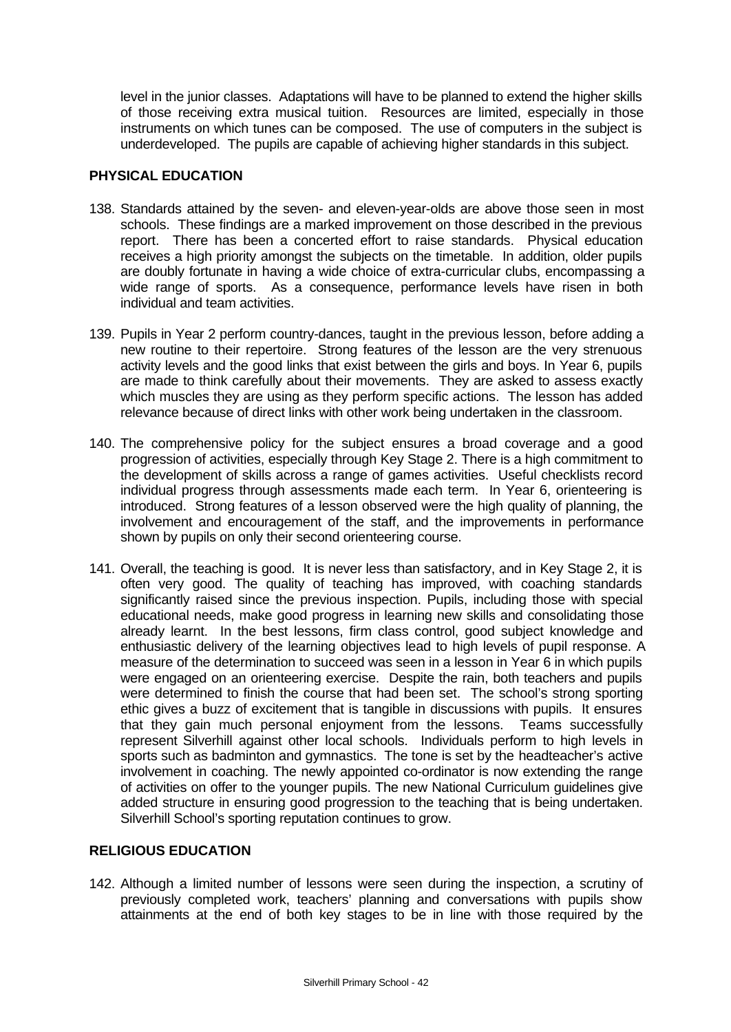level in the junior classes. Adaptations will have to be planned to extend the higher skills of those receiving extra musical tuition. Resources are limited, especially in those instruments on which tunes can be composed. The use of computers in the subject is underdeveloped. The pupils are capable of achieving higher standards in this subject.

## PHYSICAL EDUCATION

138. Standards attained by the seven- and eleven-year-olds are above those seen in most schools. These findings are a marked improvement on those described in the previous report. There has been a concerted effort to raise standards. Physical education receives a high priority amongst the subjects on the timetable. In addition, older pupils are doubly fortunate in having a wide choice of extra-curricular clubs, encompassing a wide range of sports. As a consequence, performance levels have risen in both individual and team activities.

139. Pupils in Year 2 perform country-dances, taught in the previous lesson, before adding a new routine to their repertoire. Strong features of the lesson are the very strenuous activity levels and the good links that exist between the girls and boys. In Year 6, pupils are made to think carefully about their movements. They are asked to assess exactly which muscles they are using as they perform specific actions. The lesson has added relevance because of direct links with other work being undertaken in the classroom.

140. The comprehensive policy for the subject ensures a broad coverage and a good progression of activities, especially through Key Stage 2. There is a high commitment to the development of skills across a range of games activities. Useful checklists record individual progress through assessments made each term. In Year 6, orienteering is introduced. Strong features of a lesson observed were the high quality of planning, the involvement and encouragement of the staff, and the improvements in performance shown by pupils on only their second orienteering course.

141. Overall, the teaching is good. It is never less than satisfactory, and in Key Stage 2, it is often very good. The quality of teaching has improved, with coaching standards significantly raised since the previous inspection. Pupils, including those with special educational needs, make good progress in learning new skills and consolidating those already learnt. In the best lessons, firm class control, good subject knowledge and enthusiastic delivery of the learning objectives lead to high levels of pupil response. A measure of the determination to succeed was seen in a lesson in Year 6 in which pupils were engaged on an orienteering exercise. Despite the rain, both teachers and pupils were determined to finish the course that had been set. The school's strong sporting ethic gives a buzz of excitement that is tangible in discussions with pupils. It ensures that they gain much personal enjoyment from the lessons. Teams successfully represent Silverhill against other local schools. Individuals perform to high levels in sports such as badminton and gymnastics. The tone is set by the headteacher's active involvement in coaching. The newly appointed co-ordinator is now extending the range of activities on offer to the younger pupils. The new National Curriculum guidelines give added structure in ensuring good progression to the teaching that is being undertaken. Silverhill School's sporting reputation continues to grow.

## RELIGIOUS EDUCATION

142. Although a limited number of lessons were seen during the inspection, a scrutiny of previously completed work, teachers' planning and conversations with pupils show attainments at the end of both key stages to be in line with those required by the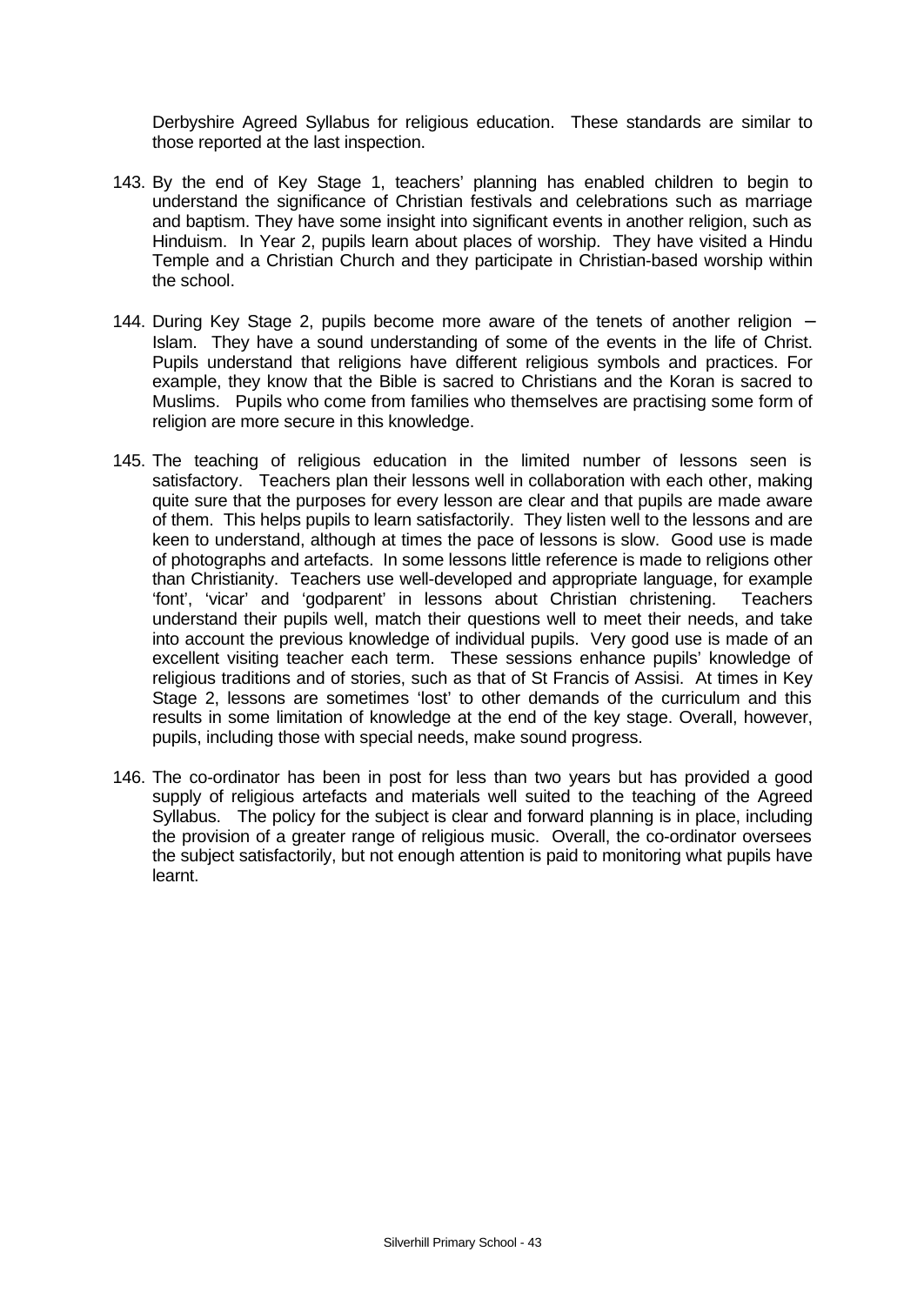Derbyshire Agreed Syllabus for religious education. These standards are similar to those reported at the last inspection.

143. By the end of Key Stage 1, teachers' planning has enabled children to begin to understand the significance of Christian festivals and celebrations such as marriage and baptism. They have some insight into significant events in another religion, such as Hinduism. In Year 2, pupils learn about places of worship. They have visited a Hindu Temple and a Christian Church and they participate in Christian-based worship within the school.

144. During Key Stage 2, pupils become more aware of the tenets of another religion – Islam. They have a sound understanding of some of the events in the life of Christ. Pupils understand that religions have different religious symbols and practices. For example, they know that the Bible is sacred to Christians and the Koran is sacred to Muslims. Pupils who come from families who themselves are practising some form of religion are more secure in this knowledge.

145. The teaching of religious education in the limited number of lessons seen is satisfactory. Teachers plan their lessons well in collaboration with each other, making quite sure that the purposes for every lesson are clear and that pupils are made aware of them. This helps pupils to learn satisfactorily. They listen well to the lessons and are keen to understand, although at times the pace of lessons is slow. Good use is made of photographs and artefacts. In some lessons little reference is made to religions other than Christianity. Teachers use well-developed and appropriate language, for example 'font', 'vicar' and 'godparent' in lessons about Christian christening. Teachers understand their pupils well, match their questions well to meet their needs, and take into account the previous knowledge of individual pupils. Very good use is made of an excellent visiting teacher each term. These sessions enhance pupils' knowledge of religious traditions and of stories, such as that of St Francis of Assisi. At times in Key Stage 2, lessons are sometimes 'lost' to other demands of the curriculum and this results in some limitation of knowledge at the end of the key stage. Overall, however, pupils, including those with special needs, make sound progress.

146. The co-ordinator has been in post for less than two years but has provided a good supply of religious artefacts and materials well suited to the teaching of the Agreed Syllabus. The policy for the subject is clear and forward planning is in place, including the provision of a greater range of religious music. Overall, the co-ordinator oversees the subject satisfactorily, but not enough attention is paid to monitoring what pupils have learnt.